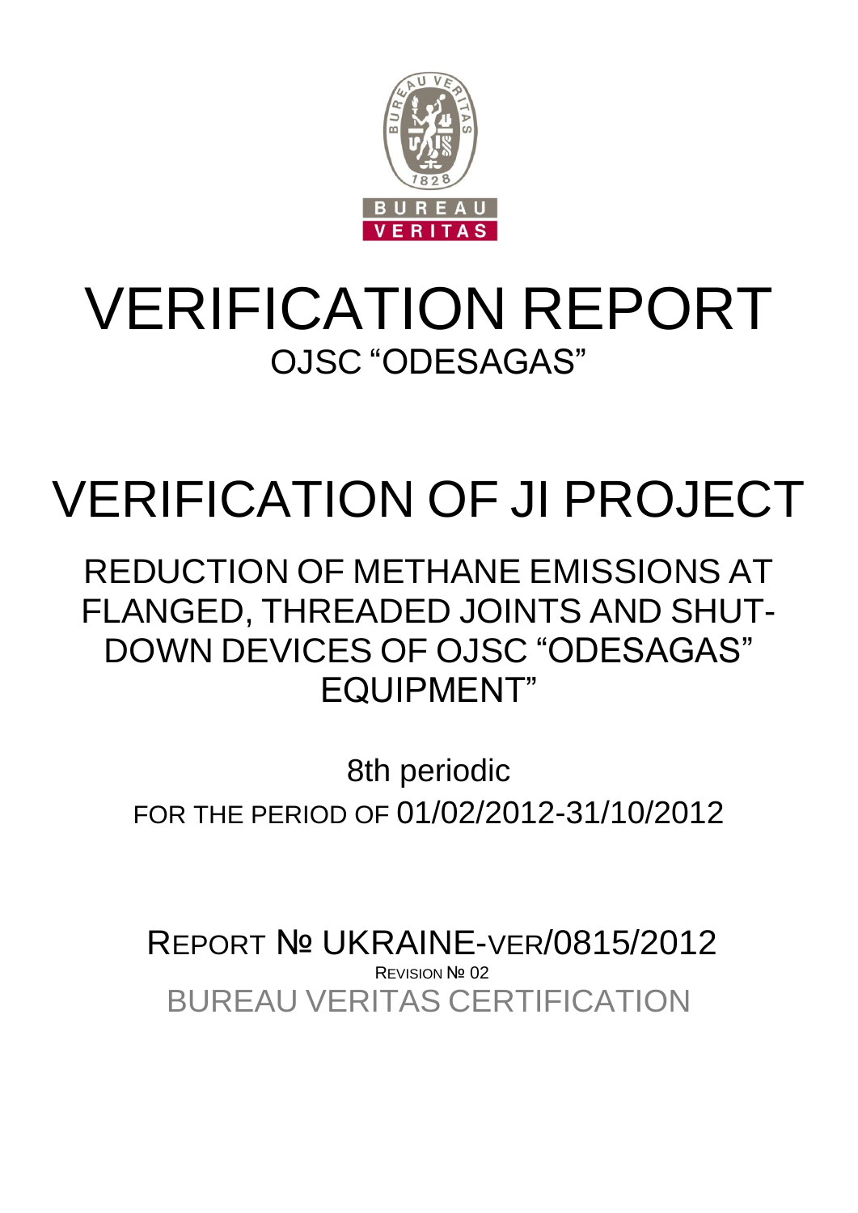# VERIFICATION REPORT

OJSC "ODESAGAS"

# VERIFICATION OF JI PROJECT

## REDUCTION OF METHANE EMISSIONS AT FLANGED, THREADED JOINTS AND SHUT-DOWN DEVICES OF OJSC "ODESAGAS" EQUIPMENT"

8th periodic

FOR THE PERIOD OF 01/02/2012-31/10/2012

REPORT № UKRAINE-VER/0815/2012

REVISION № 02

BUREAU VERITAS CERTIFICATION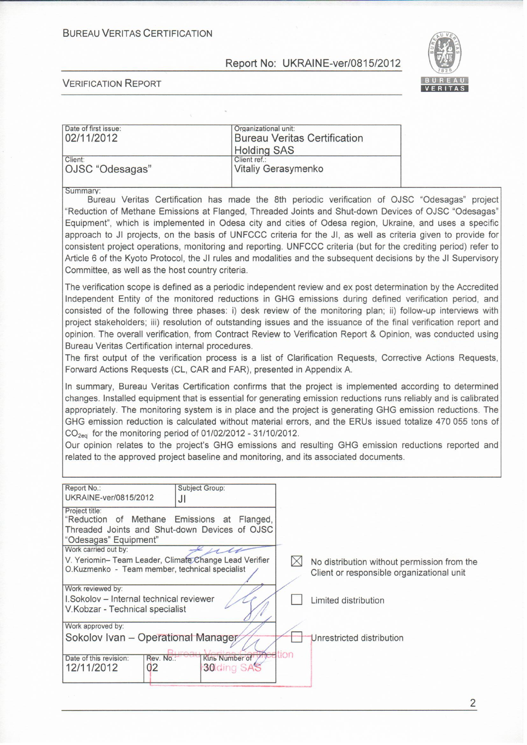BUREAU VERITAS CERTIFICATION

Report No: UKRAINE-ver/0815/2012

VERIFICATION REPORT

| Date of first issue: 02/11/2012 | Organizational unit: Bureau Veritas Certification Holding SAS |
|---|---|
| Client: OJSC "Odesagas" | Client ref.: Vitaliy Gerasymenko |

Summary:

Bureau Veritas Certification has made the 8th periodic verification of OJSC "Odesagas" project "Reduction of Methane Emissions at Flanged, Threaded Joints and Shut-down Devices of OJSC "Odesagas" Equipment", which is implemented in Odesa city and cities of Odesa region, Ukraine, and uses a specific approach to JI projects, on the basis of UNFCCC criteria for the JI, as well as criteria given to provide for consistent project operations, monitoring and reporting. UNFCCC criteria (but for the crediting period) refer to Article 6 of the Kyoto Protocol, the JI rules and modalities and the subsequent decisions by the JI Supervisory Committee, as well as the host country criteria.

The verification scope is defined as a periodic independent review and ex post determination by the Accredited Independent Entity of the monitored reductions in GHG emissions during defined verification period, and consisted of the following three phases: i) desk review of the monitoring plan; ii) follow-up interviews with project stakeholders; iii) resolution of outstanding issues and the issuance of the final verification report and opinion. The overall verification, from Contract Review to Verification Report & Opinion, was conducted using Bureau Veritas Certification internal procedures.

The first output of the verification process is a list of Clarification Requests, Corrective Actions Requests, Forward Actions Requests (CL, CAR and FAR), presented in Appendix A.

In summary, Bureau Veritas Certification confirms that the project is implemented according to determined changes. Installed equipment that is essential for generating emission reductions runs reliably and is calibrated appropriately. The monitoring system is in place and the project is generating GHG emission reductions. The GHG emission reduction is calculated without material errors, and the ERUs issued totalize 470 055 tons of $CO_{2eq}$ for the monitoring period of 01/02/2012 - 31/10/2012.

Our opinion relates to the project's GHG emissions and resulting GHG emission reductions reported and related to the approved project baseline and monitoring, and its associated documents.

| Report No.: UKRAINE-ver/0815/2012 | Subject Group: JI | |
|---|---|---|
| Project title: "Reduction of Methane Emissions at Flanged, Threaded Joints and Shut-down Devices of OJSC "Odesagas" Equipment" | | |
| Work carried out by: V. Yeriomin– Team Leader, Climate Change Lead Verifier; O.Kuzmenko - Team member, technical specialist | | |
| Work reviewed by: I.Sokolov – Internal technical reviewer; V.Kobzar - Technical specialist | | |
| Work approved by: Sokolov Ivan – Operational Manager | | |
| Date of this revision: 12/11/2012 | Rev. No.: 02 | Кіль Number of: 30 |

☒ No distribution without permission from the Client or responsible organizational unit

☐ Limited distribution

☐ Unrestricted distribution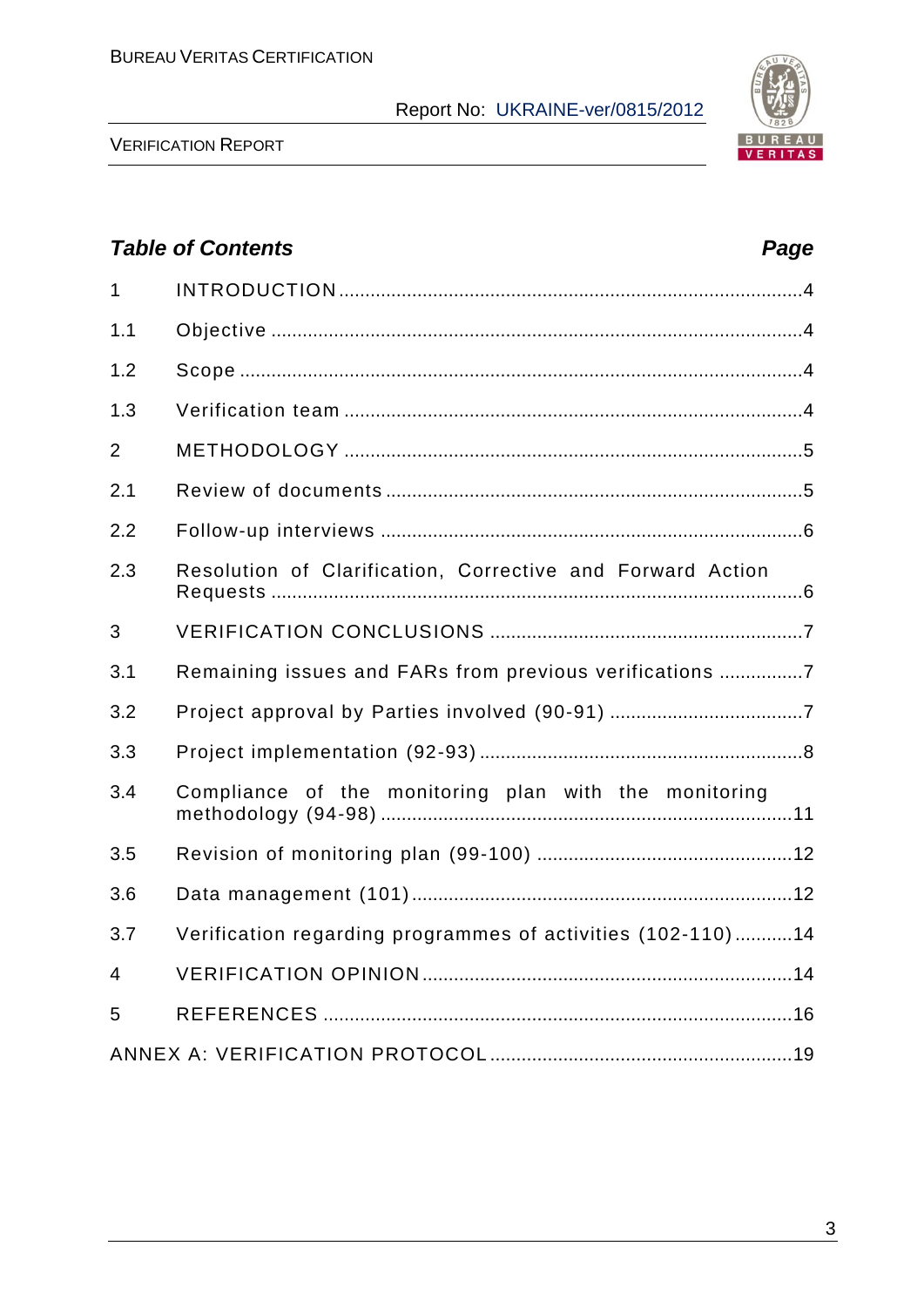## Table of Contents

| | | Page |
|---|---|---|
| 1 | INTRODUCTION | 4 |
| 1.1 | Objective | 4 |
| 1.2 | Scope | 4 |
| 1.3 | Verification team | 4 |
| 2 | METHODOLOGY | 5 |
| 2.1 | Review of documents | 5 |
| 2.2 | Follow-up interviews | 6 |
| 2.3 | Resolution of Clarification, Corrective and Forward Action Requests | 6 |
| 3 | VERIFICATION CONCLUSIONS | 7 |
| 3.1 | Remaining issues and FARs from previous verifications | 7 |
| 3.2 | Project approval by Parties involved (90-91) | 7 |
| 3.3 | Project implementation (92-93) | 8 |
| 3.4 | Compliance of the monitoring plan with the monitoring methodology (94-98) | 11 |
| 3.5 | Revision of monitoring plan (99-100) | 12 |
| 3.6 | Data management (101) | 12 |
| 3.7 | Verification regarding programmes of activities (102-110) | 14 |
| 4 | VERIFICATION OPINION | 14 |
| 5 | REFERENCES | 16 |
| | ANNEX A: VERIFICATION PROTOCOL | 19 |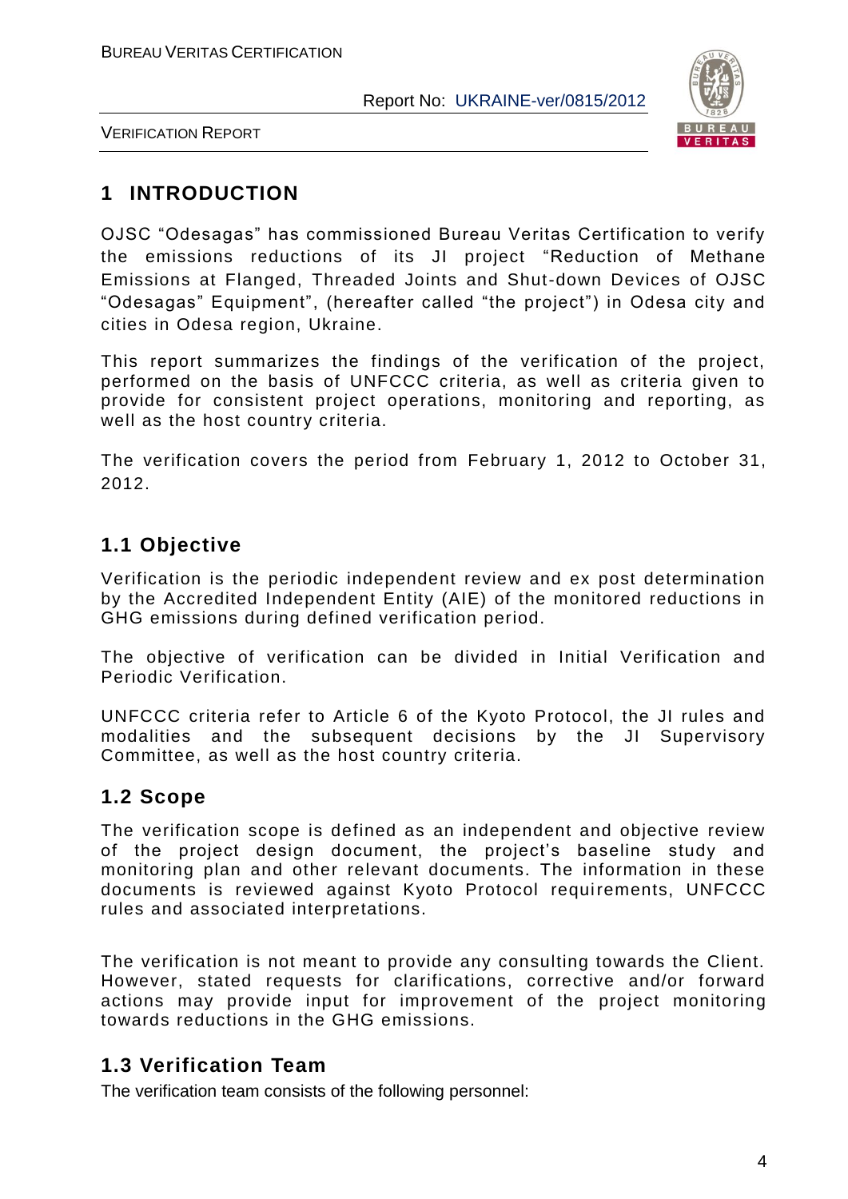# 1 INTRODUCTION

OJSC "Odesagas" has commissioned Bureau Veritas Certification to verify the emissions reductions of its JI project "Reduction of Methane Emissions at Flanged, Threaded Joints and Shut-down Devices of OJSC "Odesagas" Equipment", (hereafter called "the project") in Odesa city and cities in Odesa region, Ukraine.

This report summarizes the findings of the verification of the project, performed on the basis of UNFCCC criteria, as well as criteria given to provide for consistent project operations, monitoring and reporting, as well as the host country criteria.

The verification covers the period from February 1, 2012 to October 31, 2012.

## 1.1 Objective

Verification is the periodic independent review and ex post determination by the Accredited Independent Entity (AIE) of the monitored reductions in GHG emissions during defined verification period.

The objective of verification can be divided in Initial Verification and Periodic Verification.

UNFCCC criteria refer to Article 6 of the Kyoto Protocol, the JI rules and modalities and the subsequent decisions by the JI Supervisory Committee, as well as the host country criteria.

## 1.2 Scope

The verification scope is defined as an independent and objective review of the project design document, the project's baseline study and monitoring plan and other relevant documents. The information in these documents is reviewed against Kyoto Protocol requirements, UNFCCC rules and associated interpretations.

The verification is not meant to provide any consulting towards the Client. However, stated requests for clarifications, corrective and/or forward actions may provide input for improvement of the project monitoring towards reductions in the GHG emissions.

## 1.3 Verification Team

The verification team consists of the following personnel: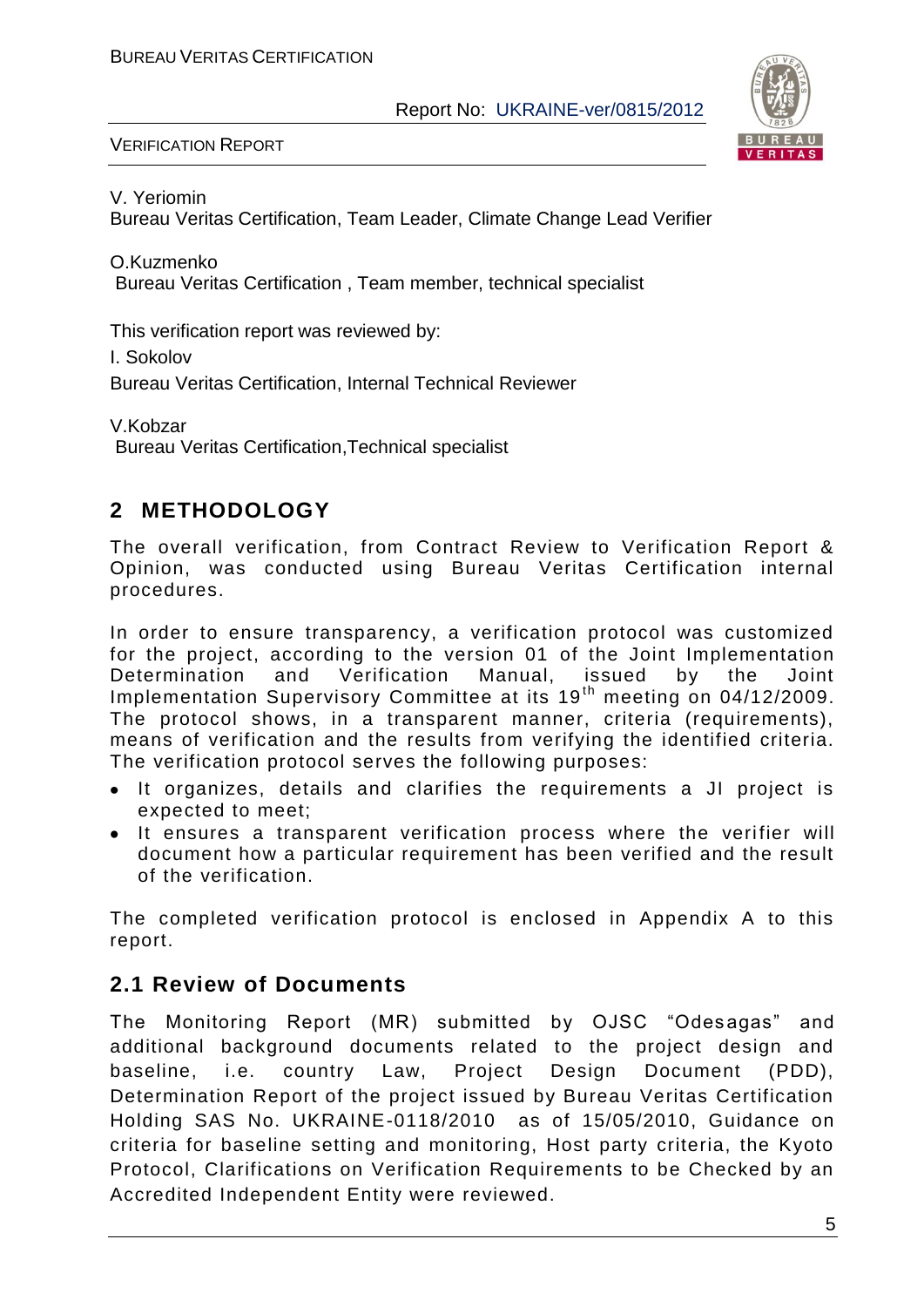V. Yeriomin
Bureau Veritas Certification, Team Leader, Climate Change Lead Verifier

O.Kuzmenko
Bureau Veritas Certification , Team member, technical specialist

This verification report was reviewed by:

I. Sokolov
Bureau Veritas Certification, Internal Technical Reviewer

V.Kobzar
Bureau Veritas Certification,Technical specialist

## 2 METHODOLOGY

The overall verification, from Contract Review to Verification Report & Opinion, was conducted using Bureau Veritas Certification internal procedures.

In order to ensure transparency, a verification protocol was customized for the project, according to the version 01 of the Joint Implementation Determination and Verification Manual, issued by the Joint Implementation Supervisory Committee at its 19th meeting on 04/12/2009. The protocol shows, in a transparent manner, criteria (requirements), means of verification and the results from verifying the identified criteria. The verification protocol serves the following purposes:

- It organizes, details and clarifies the requirements a JI project is expected to meet;
- It ensures a transparent verification process where the verifier will document how a particular requirement has been verified and the result of the verification.

The completed verification protocol is enclosed in Appendix A to this report.

### 2.1 Review of Documents

The Monitoring Report (MR) submitted by OJSC "Odesagas" and additional background documents related to the project design and baseline, i.e. country Law, Project Design Document (PDD), Determination Report of the project issued by Bureau Veritas Certification Holding SAS No. UKRAINE-0118/2010 as of 15/05/2010, Guidance on criteria for baseline setting and monitoring, Host party criteria, the Kyoto Protocol, Clarifications on Verification Requirements to be Checked by an Accredited Independent Entity were reviewed.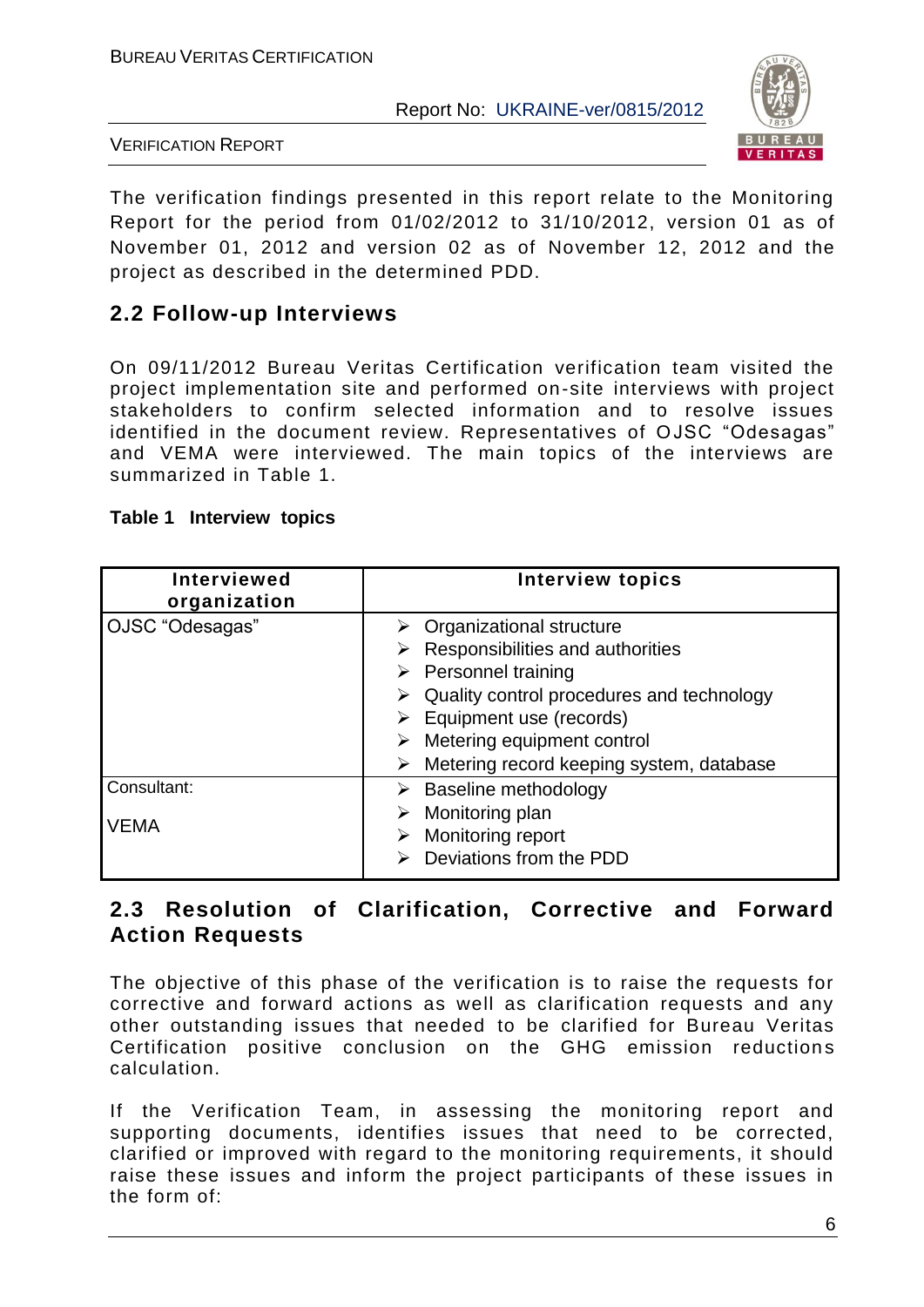The verification findings presented in this report relate to the Monitoring Report for the period from 01/02/2012 to 31/10/2012, version 01 as of November 01, 2012 and version 02 as of November 12, 2012 and the project as described in the determined PDD.

## 2.2 Follow-up Interviews

On 09/11/2012 Bureau Veritas Certification verification team visited the project implementation site and performed on-site interviews with project stakeholders to confirm selected information and to resolve issues identified in the document review. Representatives of OJSC "Odesagas" and VEMA were interviewed. The main topics of the interviews are summarized in Table 1.

**Table 1 Interview topics**

| Interviewed organization | Interview topics |
|---|---|
| OJSC "Odesagas" | ➢ Organizational structure<br>➢ Responsibilities and authorities<br>➢ Personnel training<br>➢ Quality control procedures and technology<br>➢ Equipment use (records)<br>➢ Metering equipment control<br>➢ Metering record keeping system, database |
| Consultant:<br><br>VEMA | ➢ Baseline methodology<br>➢ Monitoring plan<br>➢ Monitoring report<br>➢ Deviations from the PDD |

## 2.3 Resolution of Clarification, Corrective and Forward Action Requests

The objective of this phase of the verification is to raise the requests for corrective and forward actions as well as clarification requests and any other outstanding issues that needed to be clarified for Bureau Veritas Certification positive conclusion on the GHG emission reductions calculation.

If the Verification Team, in assessing the monitoring report and supporting documents, identifies issues that need to be corrected, clarified or improved with regard to the monitoring requirements, it should raise these issues and inform the project participants of these issues in the form of: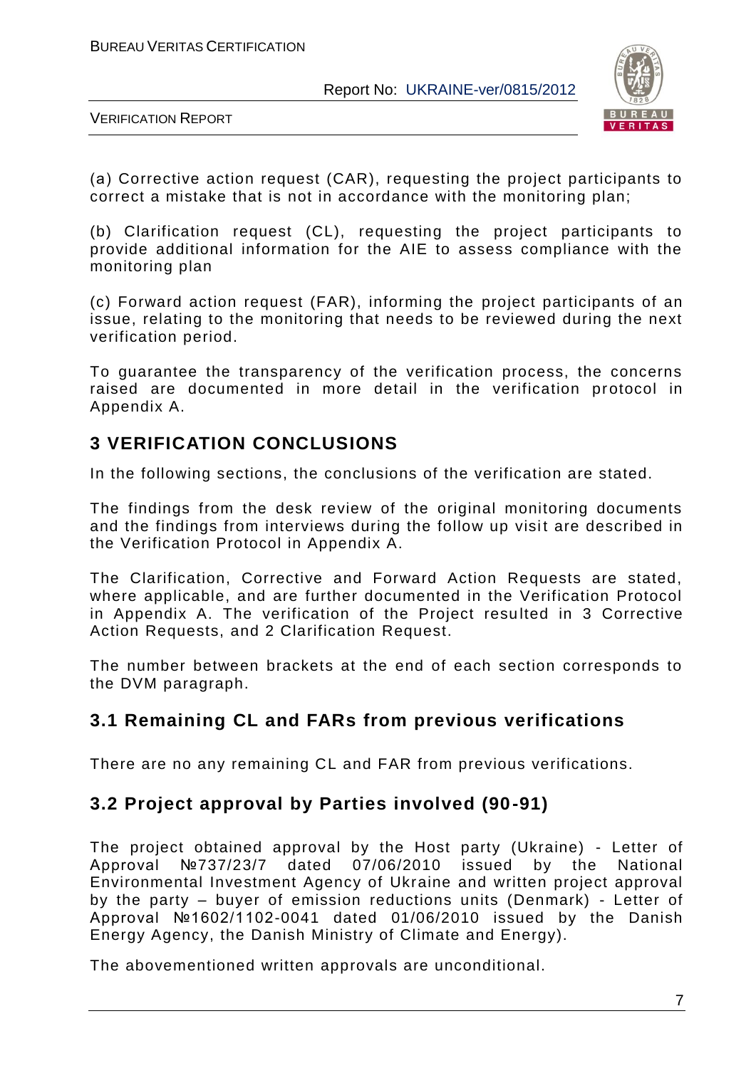(a) Corrective action request (CAR), requesting the project participants to correct a mistake that is not in accordance with the monitoring plan;

(b) Clarification request (CL), requesting the project participants to provide additional information for the AIE to assess compliance with the monitoring plan

(c) Forward action request (FAR), informing the project participants of an issue, relating to the monitoring that needs to be reviewed during the next verification period.

To guarantee the transparency of the verification process, the concerns raised are documented in more detail in the verification protocol in Appendix A.

## 3 VERIFICATION CONCLUSIONS

In the following sections, the conclusions of the verification are stated.

The findings from the desk review of the original monitoring documents and the findings from interviews during the follow up visit are described in the Verification Protocol in Appendix A.

The Clarification, Corrective and Forward Action Requests are stated, where applicable, and are further documented in the Verification Protocol in Appendix A. The verification of the Project resulted in 3 Corrective Action Requests, and 2 Clarification Request.

The number between brackets at the end of each section corresponds to the DVM paragraph.

### 3.1 Remaining CL and FARs from previous verifications

There are no any remaining CL and FAR from previous verifications.

### 3.2 Project approval by Parties involved (90-91)

The project obtained approval by the Host party (Ukraine) - Letter of Approval №737/23/7 dated 07/06/2010 issued by the National Environmental Investment Agency of Ukraine and written project approval by the party – buyer of emission reductions units (Denmark) - Letter of Approval №1602/1102-0041 dated 01/06/2010 issued by the Danish Energy Agency, the Danish Ministry of Climate and Energy).

The abovementioned written approvals are unconditional.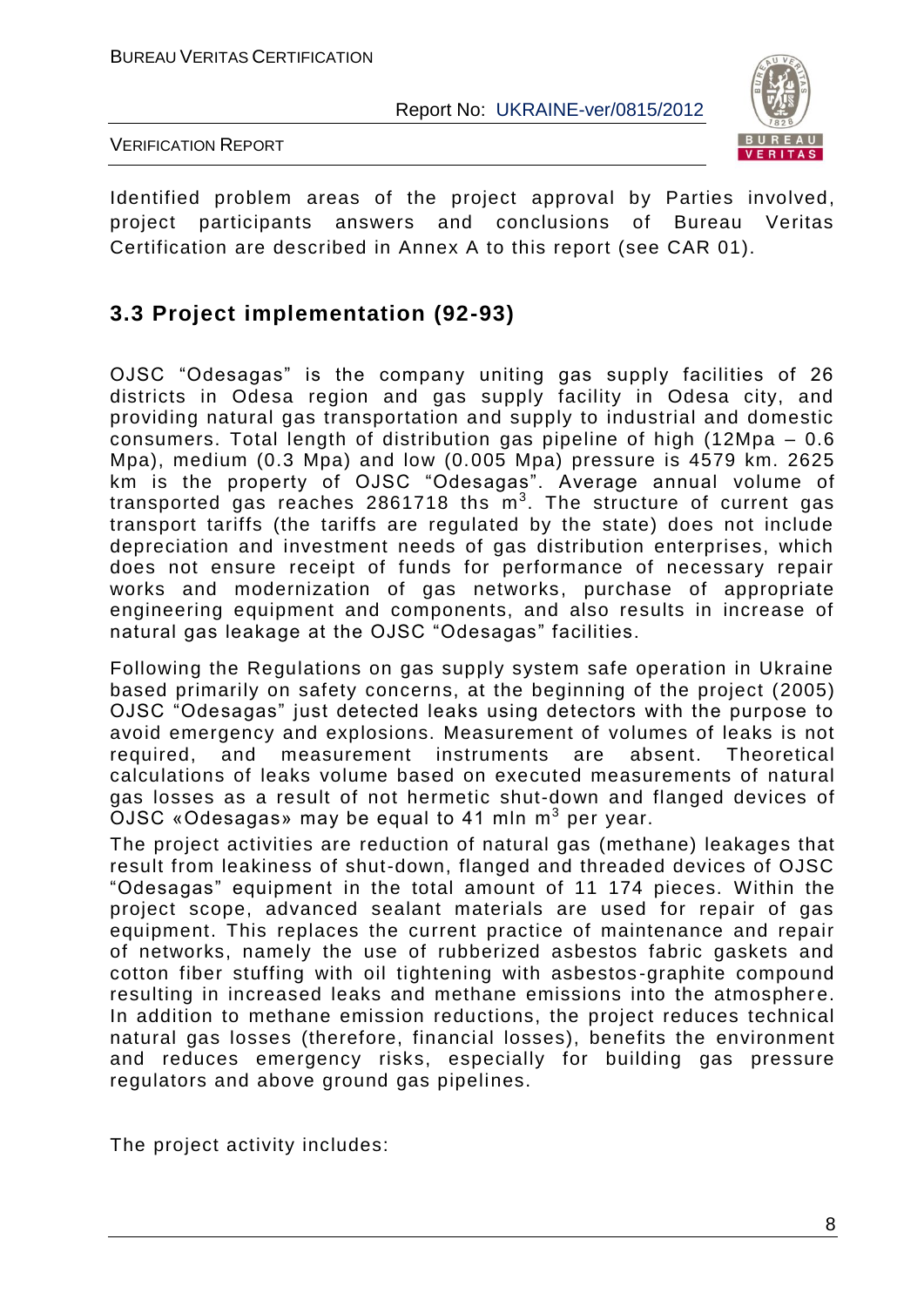Identified problem areas of the project approval by Parties involved, project participants answers and conclusions of Bureau Veritas Certification are described in Annex A to this report (see CAR 01).

## 3.3 Project implementation (92-93)

OJSC "Odesagas" is the company uniting gas supply facilities of 26 districts in Odesa region and gas supply facility in Odesa city, and providing natural gas transportation and supply to industrial and domestic consumers. Total length of distribution gas pipeline of high (12Mpa – 0.6 Mpa), medium (0.3 Mpa) and low (0.005 Mpa) pressure is 4579 km. 2625 km is the property of OJSC "Odesagas". Average annual volume of transported gas reaches 2861718 ths $m^3$. The structure of current gas transport tariffs (the tariffs are regulated by the state) does not include depreciation and investment needs of gas distribution enterprises, which does not ensure receipt of funds for performance of necessary repair works and modernization of gas networks, purchase of appropriate engineering equipment and components, and also results in increase of natural gas leakage at the OJSC "Odesagas" facilities.

Following the Regulations on gas supply system safe operation in Ukraine based primarily on safety concerns, at the beginning of the project (2005) OJSC "Odesagas" just detected leaks using detectors with the purpose to avoid emergency and explosions. Measurement of volumes of leaks is not required, and measurement instruments are absent. Theoretical calculations of leaks volume based on executed measurements of natural gas losses as a result of not hermetic shut-down and flanged devices of OJSC «Odesagas» may be equal to 41 mln $m^3$ per year.

The project activities are reduction of natural gas (methane) leakages that result from leakiness of shut-down, flanged and threaded devices of OJSC "Odesagas" equipment in the total amount of 11 174 pieces. Within the project scope, advanced sealant materials are used for repair of gas equipment. This replaces the current practice of maintenance and repair of networks, namely the use of rubberized asbestos fabric gaskets and cotton fiber stuffing with oil tightening with asbestos-graphite compound resulting in increased leaks and methane emissions into the atmosphere. In addition to methane emission reductions, the project reduces technical natural gas losses (therefore, financial losses), benefits the environment and reduces emergency risks, especially for building gas pressure regulators and above ground gas pipelines.

The project activity includes: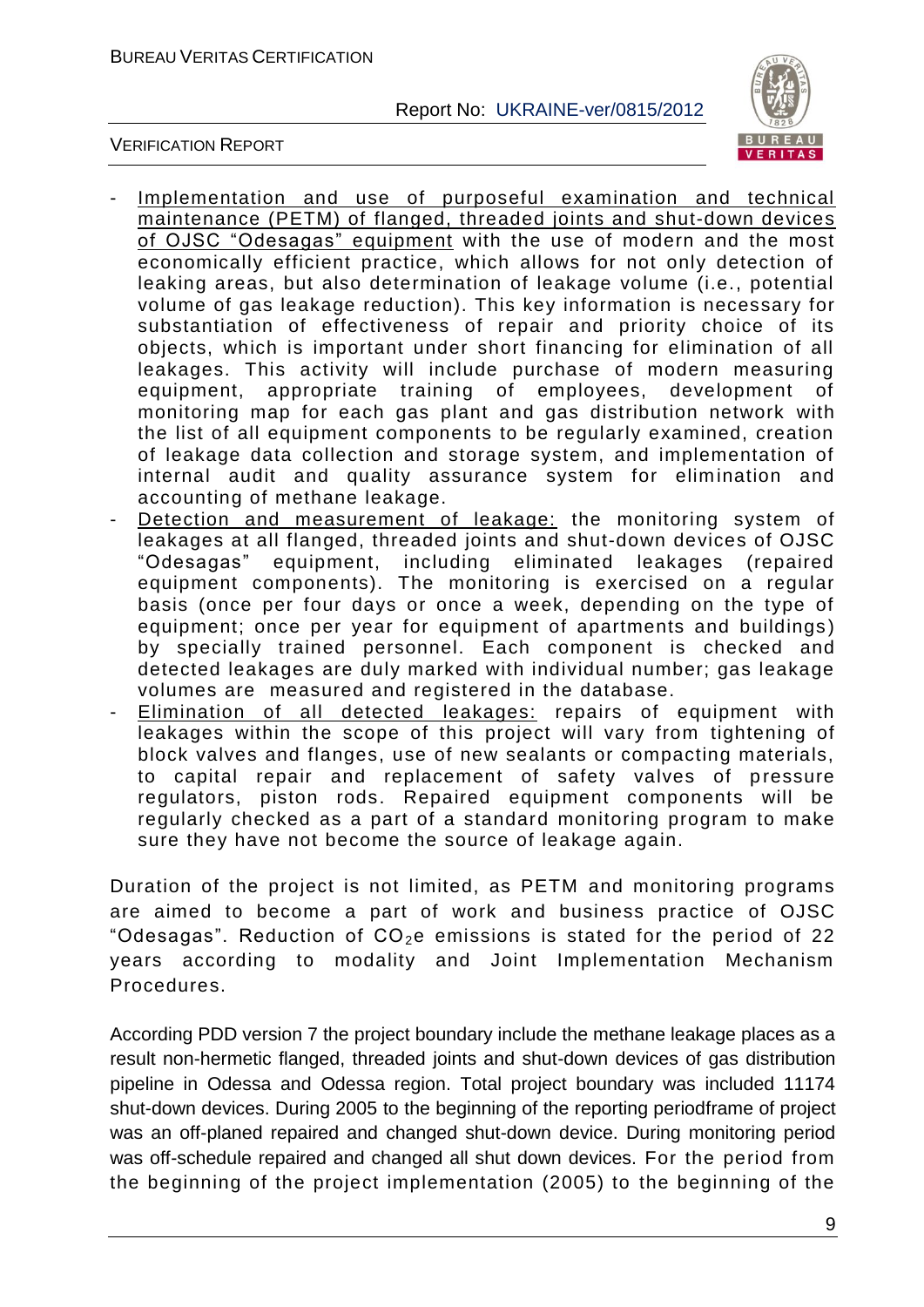- Implementation and use of purposeful examination and technical maintenance (PETM) of flanged, threaded joints and shut-down devices of OJSC "Odesagas" equipment with the use of modern and the most economically efficient practice, which allows for not only detection of leaking areas, but also determination of leakage volume (i.e., potential volume of gas leakage reduction). This key information is necessary for substantiation of effectiveness of repair and priority choice of its objects, which is important under short financing for elimination of all leakages. This activity will include purchase of modern measuring equipment, appropriate training of employees, development of monitoring map for each gas plant and gas distribution network with the list of all equipment components to be regularly examined, creation of leakage data collection and storage system, and implementation of internal audit and quality assurance system for elimination and accounting of methane leakage.
- Detection and measurement of leakage: the monitoring system of leakages at all flanged, threaded joints and shut-down devices of OJSC "Odesagas" equipment, including eliminated leakages (repaired equipment components). The monitoring is exercised on a regular basis (once per four days or once a week, depending on the type of equipment; once per year for equipment of apartments and buildings) by specially trained personnel. Each component is checked and detected leakages are duly marked with individual number; gas leakage volumes are measured and registered in the database.
- Elimination of all detected leakages: repairs of equipment with leakages within the scope of this project will vary from tightening of block valves and flanges, use of new sealants or compacting materials, to capital repair and replacement of safety valves of pressure regulators, piston rods. Repaired equipment components will be regularly checked as a part of a standard monitoring program to make sure they have not become the source of leakage again.

Duration of the project is not limited, as PETM and monitoring programs are aimed to become a part of work and business practice of OJSC "Odesagas". Reduction of $CO_2$e emissions is stated for the period of 22 years according to modality and Joint Implementation Mechanism Procedures.

According PDD version 7 the project boundary include the methane leakage places as a result non-hermetic flanged, threaded joints and shut-down devices of gas distribution pipeline in Odessa and Odessa region. Total project boundary was included 11174 shut-down devices. During 2005 to the beginning of the reporting periodframe of project was an off-planed repaired and changed shut-down device. During monitoring period was off-schedule repaired and changed all shut down devices. For the period from the beginning of the project implementation (2005) to the beginning of the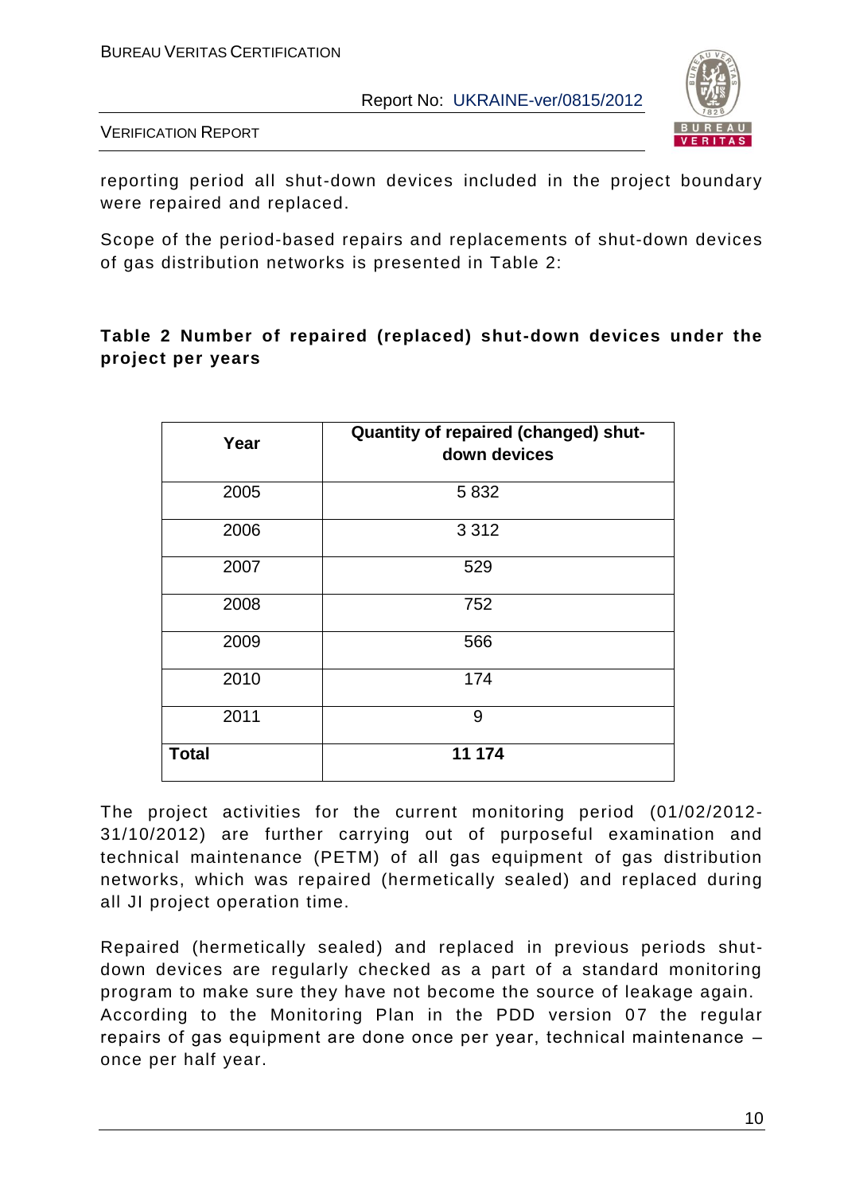reporting period all shut-down devices included in the project boundary were repaired and replaced.

Scope of the period-based repairs and replacements of shut-down devices of gas distribution networks is presented in Table 2:

**Table 2 Number of repaired (replaced) shut-down devices under the project per years**

| Year | Quantity of repaired (changed) shut-down devices |
|---|---|
| 2005 | 5 832 |
| 2006 | 3 312 |
| 2007 | 529 |
| 2008 | 752 |
| 2009 | 566 |
| 2010 | 174 |
| 2011 | 9 |
| **Total** | **11 174** |

The project activities for the current monitoring period (01/02/2012-31/10/2012) are further carrying out of purposeful examination and technical maintenance (PETM) of all gas equipment of gas distribution networks, which was repaired (hermetically sealed) and replaced during all JI project operation time.

Repaired (hermetically sealed) and replaced in previous periods shut-down devices are regularly checked as a part of a standard monitoring program to make sure they have not become the source of leakage again. According to the Monitoring Plan in the PDD version 07 the regular repairs of gas equipment are done once per year, technical maintenance – once per half year.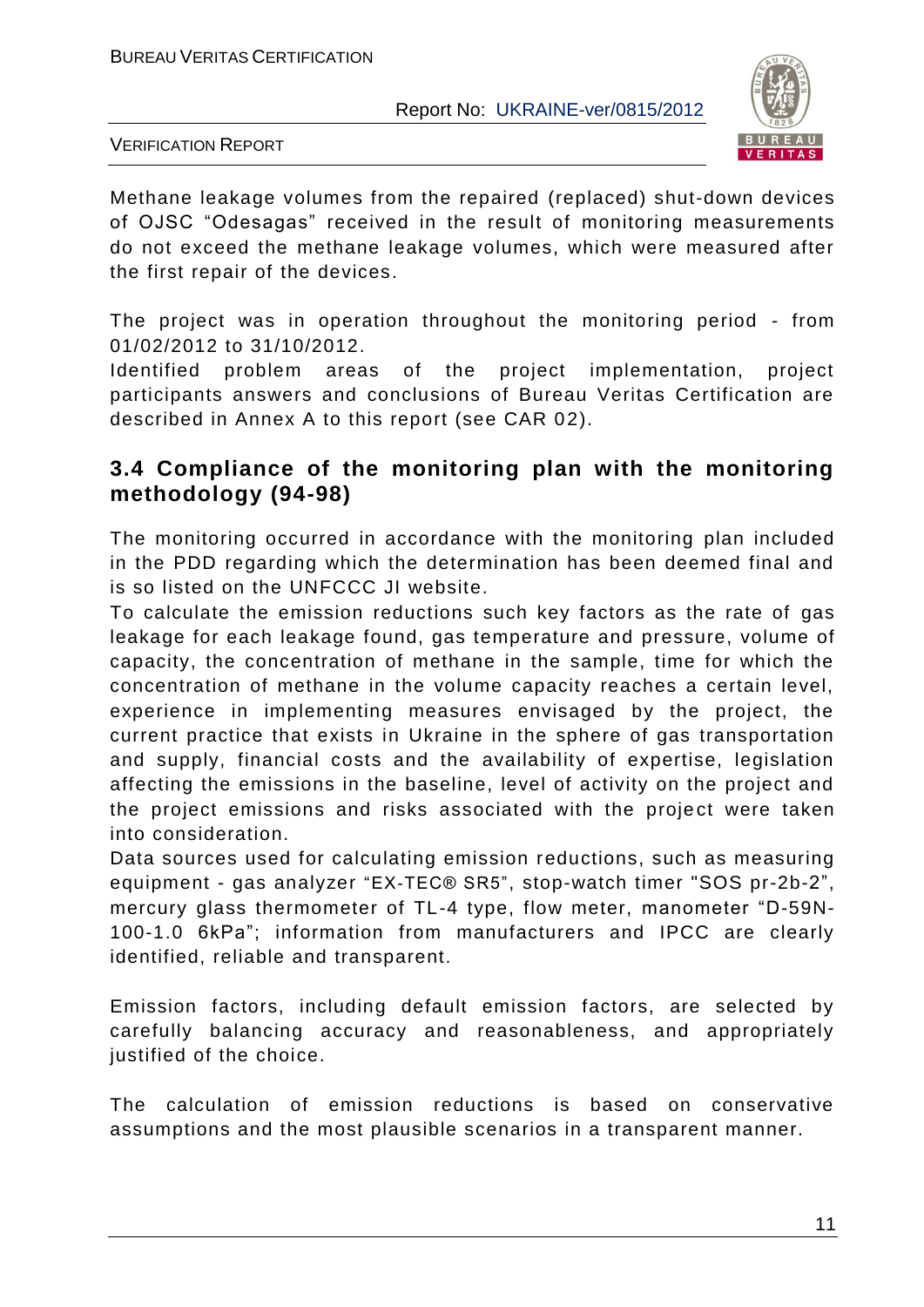Methane leakage volumes from the repaired (replaced) shut-down devices of OJSC "Odesagas" received in the result of monitoring measurements do not exceed the methane leakage volumes, which were measured after the first repair of the devices.

The project was in operation throughout the monitoring period - from 01/02/2012 to 31/10/2012.

Identified problem areas of the project implementation, project participants answers and conclusions of Bureau Veritas Certification are described in Annex A to this report (see CAR 02).

## 3.4 Compliance of the monitoring plan with the monitoring methodology (94-98)

The monitoring occurred in accordance with the monitoring plan included in the PDD regarding which the determination has been deemed final and is so listed on the UNFCCC JI website.

To calculate the emission reductions such key factors as the rate of gas leakage for each leakage found, gas temperature and pressure, volume of capacity, the concentration of methane in the sample, time for which the concentration of methane in the volume capacity reaches a certain level, experience in implementing measures envisaged by the project, the current practice that exists in Ukraine in the sphere of gas transportation and supply, financial costs and the availability of expertise, legislation affecting the emissions in the baseline, level of activity on the project and the project emissions and risks associated with the project were taken into consideration.

Data sources used for calculating emission reductions, such as measuring equipment - gas analyzer "EX-TEC® SR5", stop-watch timer "SOS pr-2b-2", mercury glass thermometer of TL-4 type, flow meter, manometer "D-59N-100-1.0 6kPa"; information from manufacturers and IPCC are clearly identified, reliable and transparent.

Emission factors, including default emission factors, are selected by carefully balancing accuracy and reasonableness, and appropriately justified of the choice.

The calculation of emission reductions is based on conservative assumptions and the most plausible scenarios in a transparent manner.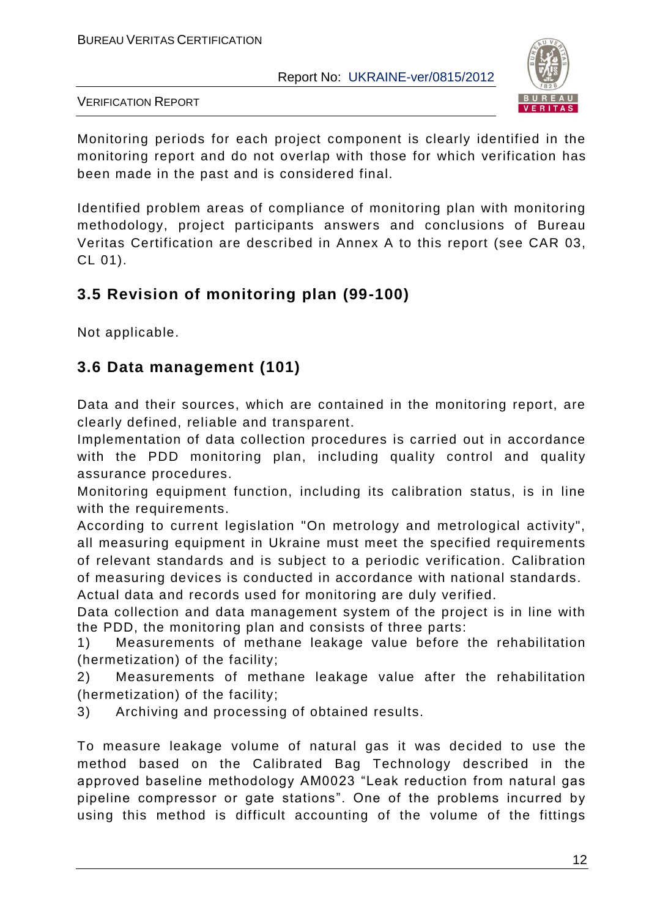Monitoring periods for each project component is clearly identified in the monitoring report and do not overlap with those for which verification has been made in the past and is considered final.

Identified problem areas of compliance of monitoring plan with monitoring methodology, project participants answers and conclusions of Bureau Veritas Certification are described in Annex A to this report (see CAR 03, CL 01).

## 3.5 Revision of monitoring plan (99-100)

Not applicable.

## 3.6 Data management (101)

Data and their sources, which are contained in the monitoring report, are clearly defined, reliable and transparent.

Implementation of data collection procedures is carried out in accordance with the PDD monitoring plan, including quality control and quality assurance procedures.

Monitoring equipment function, including its calibration status, is in line with the requirements.

According to current legislation "On metrology and metrological activity", all measuring equipment in Ukraine must meet the specified requirements of relevant standards and is subject to a periodic verification. Calibration of measuring devices is conducted in accordance with national standards.

Actual data and records used for monitoring are duly verified.

Data collection and data management system of the project is in line with the PDD, the monitoring plan and consists of three parts:

1) Measurements of methane leakage value before the rehabilitation (hermetization) of the facility;
2) Measurements of methane leakage value after the rehabilitation (hermetization) of the facility;
3) Archiving and processing of obtained results.

To measure leakage volume of natural gas it was decided to use the method based on the Calibrated Bag Technology described in the approved baseline methodology AM0023 "Leak reduction from natural gas pipeline compressor or gate stations". One of the problems incurred by using this method is difficult accounting of the volume of the fittings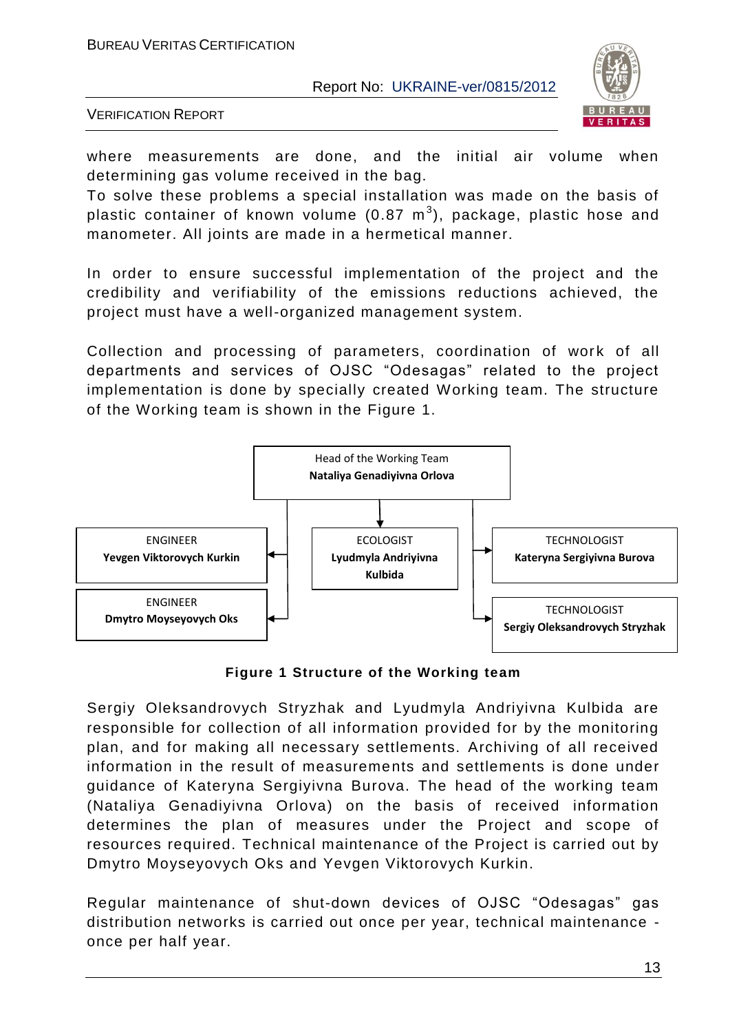where measurements are done, and the initial air volume when determining gas volume received in the bag.

To solve these problems a special installation was made on the basis of plastic container of known volume (0.87 $m^3$), package, plastic hose and manometer. All joints are made in a hermetical manner.

In order to ensure successful implementation of the project and the credibility and verifiability of the emissions reductions achieved, the project must have a well-organized management system.

Collection and processing of parameters, coordination of work of all departments and services of OJSC "Odesagas" related to the project implementation is done by specially created Working team. The structure of the Working team is shown in the Figure 1.

Head of the Working Team
**Nataliya Genadiyivna Orlova**

ENGINEER
**Yevgen Viktorovych Kurkin**

ENGINEER
**Dmytro Moyseyovych Oks**

ECOLOGIST
**Lyudmyla Andriyivna Kulbida**

TECHNOLOGIST
**Kateryna Sergiyivna Burova**

TECHNOLOGIST
**Sergiy Oleksandrovych Stryzhak**

**Figure 1 Structure of the Working team**

Sergiy Oleksandrovych Stryzhak and Lyudmyla Andriyivna Kulbida are responsible for collection of all information provided for by the monitoring plan, and for making all necessary settlements. Archiving of all received information in the result of measurements and settlements is done under guidance of Kateryna Sergiyivna Burova. The head of the working team (Nataliya Genadiyivna Orlova) on the basis of received information determines the plan of measures under the Project and scope of resources required. Technical maintenance of the Project is carried out by Dmytro Moyseyovych Oks and Yevgen Viktorovych Kurkin.

Regular maintenance of shut-down devices of OJSC "Odesagas" gas distribution networks is carried out once per year, technical maintenance - once per half year.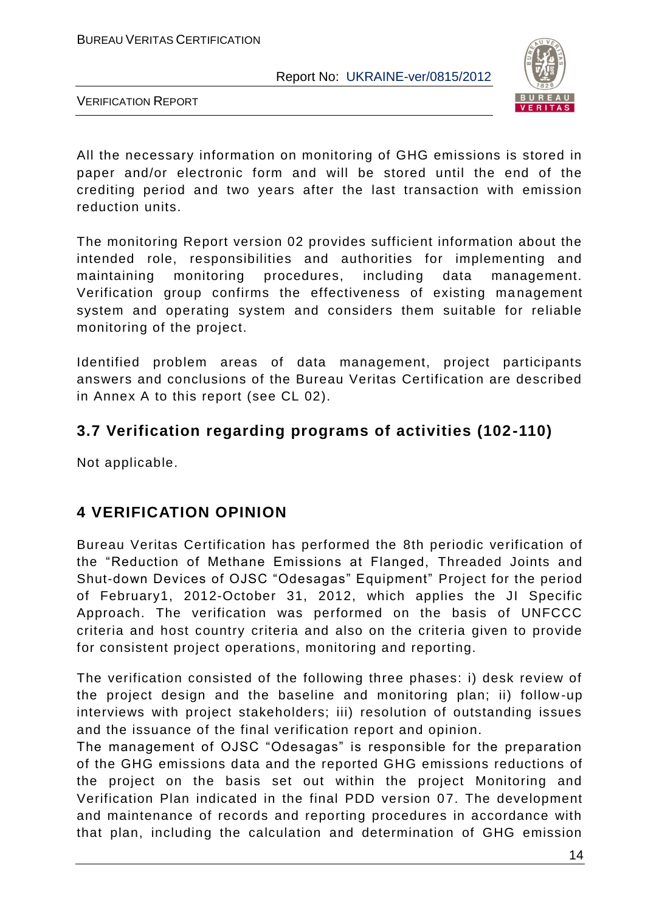All the necessary information on monitoring of GHG emissions is stored in paper and/or electronic form and will be stored until the end of the crediting period and two years after the last transaction with emission reduction units.

The monitoring Report version 02 provides sufficient information about the intended role, responsibilities and authorities for implementing and maintaining monitoring procedures, including data management. Verification group confirms the effectiveness of existing management system and operating system and considers them suitable for reliable monitoring of the project.

Identified problem areas of data management, project participants answers and conclusions of the Bureau Veritas Certification are described in Annex A to this report (see CL 02).

## 3.7 Verification regarding programs of activities (102-110)

Not applicable.

# 4 VERIFICATION OPINION

Bureau Veritas Certification has performed the 8th periodic verification of the "Reduction of Methane Emissions at Flanged, Threaded Joints and Shut-down Devices of OJSC "Odesagas" Equipment" Project for the period of February1, 2012-October 31, 2012, which applies the JI Specific Approach. The verification was performed on the basis of UNFCCC criteria and host country criteria and also on the criteria given to provide for consistent project operations, monitoring and reporting.

The verification consisted of the following three phases: i) desk review of the project design and the baseline and monitoring plan; ii) follow-up interviews with project stakeholders; iii) resolution of outstanding issues and the issuance of the final verification report and opinion.

The management of OJSC "Odesagas" is responsible for the preparation of the GHG emissions data and the reported GHG emissions reductions of the project on the basis set out within the project Monitoring and Verification Plan indicated in the final PDD version 07. The development and maintenance of records and reporting procedures in accordance with that plan, including the calculation and determination of GHG emission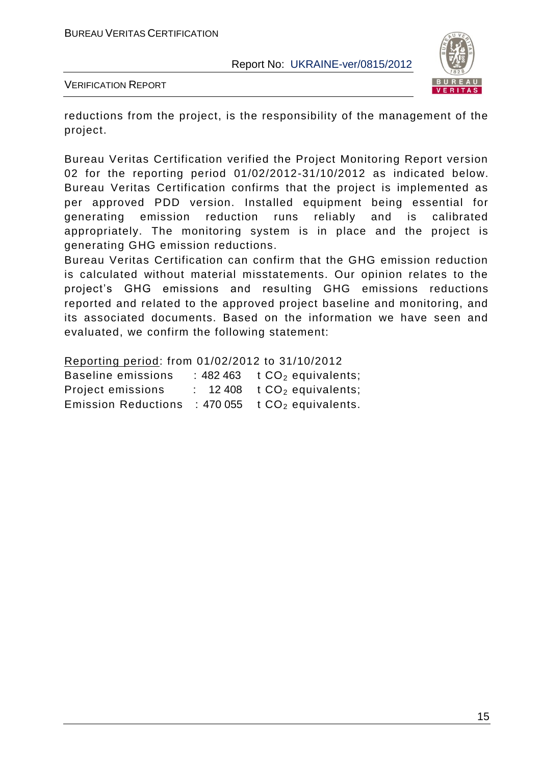reductions from the project, is the responsibility of the management of the project.

Bureau Veritas Certification verified the Project Monitoring Report version 02 for the reporting period 01/02/2012-31/10/2012 as indicated below. Bureau Veritas Certification confirms that the project is implemented as per approved PDD version. Installed equipment being essential for generating emission reduction runs reliably and is calibrated appropriately. The monitoring system is in place and the project is generating GHG emission reductions.

Bureau Veritas Certification can confirm that the GHG emission reduction is calculated without material misstatements. Our opinion relates to the project's GHG emissions and resulting GHG emissions reductions reported and related to the approved project baseline and monitoring, and its associated documents. Based on the information we have seen and evaluated, we confirm the following statement:

Reporting period: from 01/02/2012 to 31/10/2012

Baseline emissions : 482 463 t $CO_2$ equivalents;

Project emissions : 12 408 t $CO_2$ equivalents;

Emission Reductions : 470 055 t $CO_2$ equivalents.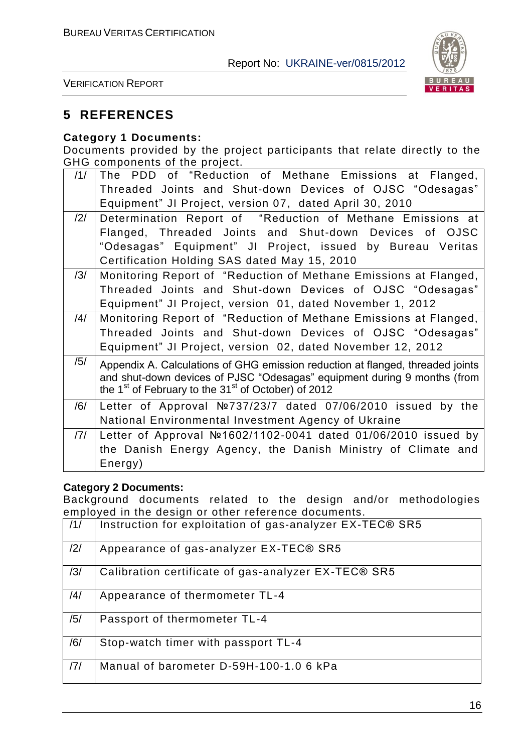# 5 REFERENCES

**Category 1 Documents:**

Documents provided by the project participants that relate directly to the GHG components of the project.

| | |
|---|---|
| /1/ | The PDD of "Reduction of Methane Emissions at Flanged, Threaded Joints and Shut-down Devices of OJSC "Odesagas" Equipment" JI Project, version 07, dated April 30, 2010 |
| /2/ | Determination Report of "Reduction of Methane Emissions at Flanged, Threaded Joints and Shut-down Devices of OJSC "Odesagas" Equipment" JI Project, issued by Bureau Veritas Certification Holding SAS dated May 15, 2010 |
| /3/ | Monitoring Report of "Reduction of Methane Emissions at Flanged, Threaded Joints and Shut-down Devices of OJSC "Odesagas" Equipment" JI Project, version 01, dated November 1, 2012 |
| /4/ | Monitoring Report of "Reduction of Methane Emissions at Flanged, Threaded Joints and Shut-down Devices of OJSC "Odesagas" Equipment" JI Project, version 02, dated November 12, 2012 |
| /5/ | Appendix A. Calculations of GHG emission reduction at flanged, threaded joints and shut-down devices of PJSC "Odesagas" equipment during 9 months (from the 1st of February to the 31st of October) of 2012 |
| /6/ | Letter of Approval №737/23/7 dated 07/06/2010 issued by the National Environmental Investment Agency of Ukraine |
| /7/ | Letter of Approval №1602/1102-0041 dated 01/06/2010 issued by the Danish Energy Agency, the Danish Ministry of Climate and Energy) |

**Category 2 Documents:**

Background documents related to the design and/or methodologies employed in the design or other reference documents.

| | |
|---|---|
| /1/ | Instruction for exploitation of gas-analyzer EX-TEC® SR5 |
| /2/ | Appearance of gas-analyzer EX-TEC® SR5 |
| /3/ | Calibration certificate of gas-analyzer EX-TEC® SR5 |
| /4/ | Appearance of thermometer TL-4 |
| /5/ | Passport of thermometer TL-4 |
| /6/ | Stop-watch timer with passport TL-4 |
| /7/ | Manual of barometer D-59H-100-1.0 6 kPa |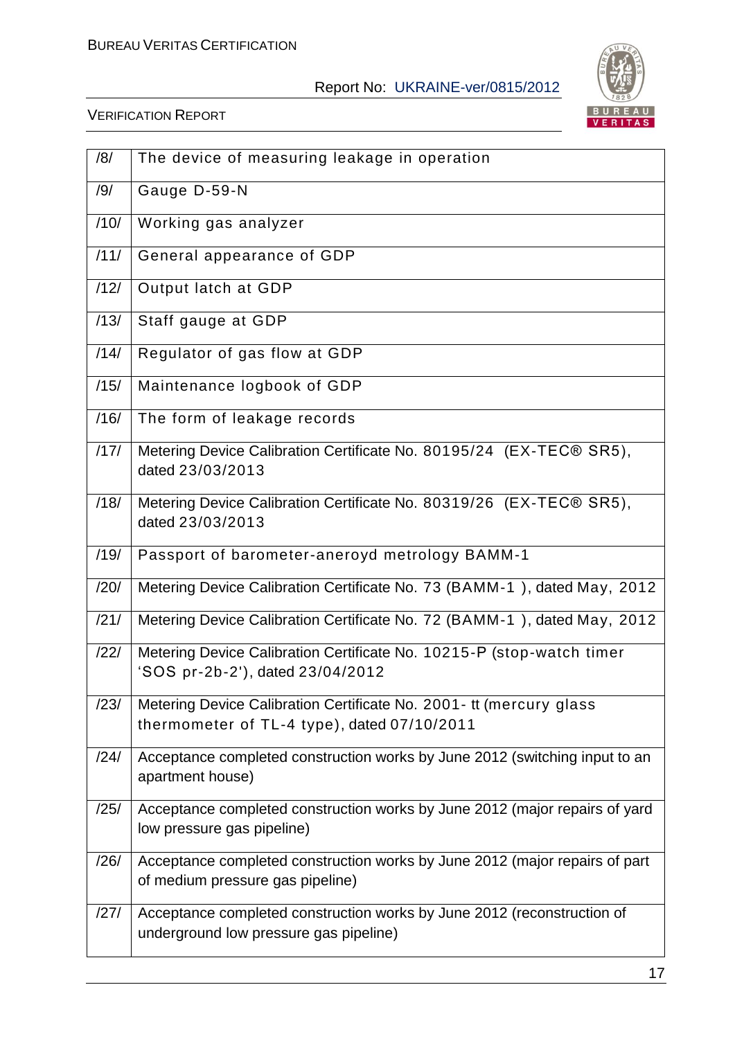| | |
|---|---|
| /8/ | The device of measuring leakage in operation |
| /9/ | Gauge D-59-N |
| /10/ | Working gas analyzer |
| /11/ | General appearance of GDP |
| /12/ | Output latch at GDP |
| /13/ | Staff gauge at GDP |
| /14/ | Regulator of gas flow at GDP |
| /15/ | Maintenance logbook of GDP |
| /16/ | The form of leakage records |
| /17/ | Metering Device Calibration Certificate No. 80195/24 (EX-TEC® SR5), dated 23/03/2013 |
| /18/ | Metering Device Calibration Certificate No. 80319/26 (EX-TEC® SR5), dated 23/03/2013 |
| /19/ | Passport of barometer-aneroyd metrology BAMM-1 |
| /20/ | Metering Device Calibration Certificate No. 73 (BAMM-1 ), dated May, 2012 |
| /21/ | Metering Device Calibration Certificate No. 72 (BAMM-1 ), dated May, 2012 |
| /22/ | Metering Device Calibration Certificate No. 10215-P (stop-watch timer 'SOS pr-2b-2'), dated 23/04/2012 |
| /23/ | Metering Device Calibration Certificate No. 2001- tt (mercury glass thermometer of TL-4 type), dated 07/10/2011 |
| /24/ | Acceptance completed construction works by June 2012 (switching input to an apartment house) |
| /25/ | Acceptance completed construction works by June 2012 (major repairs of yard low pressure gas pipeline) |
| /26/ | Acceptance completed construction works by June 2012 (major repairs of part of medium pressure gas pipeline) |
| /27/ | Acceptance completed construction works by June 2012 (reconstruction of underground low pressure gas pipeline) |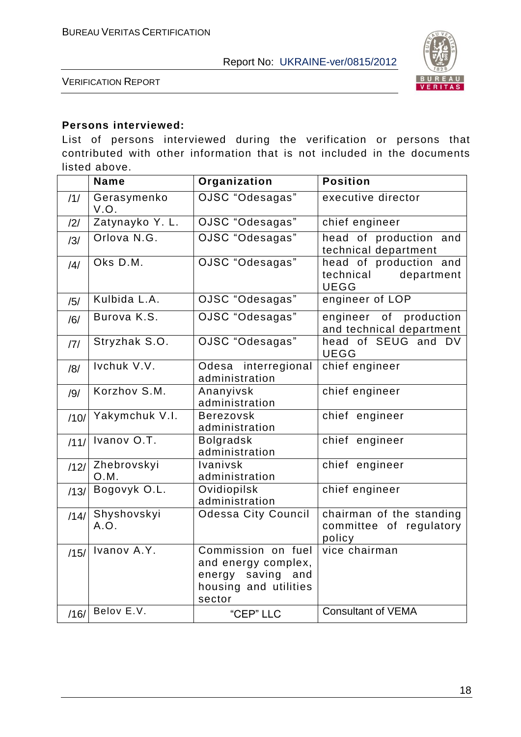**Persons interviewed:**

List of persons interviewed during the verification or persons that contributed with other information that is not included in the documents listed above.

| | Name | Organization | Position |
|---|---|---|---|
| /1/ | Gerasymenko V.O. | OJSC "Odesagas" | executive director |
| /2/ | Zatynayko Y. L. | OJSC "Odesagas" | chief engineer |
| /3/ | Orlova N.G. | OJSC "Odesagas" | head of production and technical department |
| /4/ | Oks D.M. | OJSC "Odesagas" | head of production and technical department UEGG |
| /5/ | Kulbida L.A. | OJSC "Odesagas" | engineer of LOP |
| /6/ | Burova K.S. | OJSC "Odesagas" | engineer of production and technical department |
| /7/ | Stryzhak S.O. | OJSC "Odesagas" | head of SEUG and DV UEGG |
| /8/ | Ivchuk V.V. | Odesa interregional administration | chief engineer |
| /9/ | Korzhov S.M. | Ananyivsk administration | chief engineer |
| /10/ | Yakymchuk V.I. | Berezovsk administration | chief engineer |
| /11/ | Ivanov O.T. | Bolgradsk administration | chief engineer |
| /12/ | Zhebrovskyi O.M. | Ivanivsk administration | chief engineer |
| /13/ | Bogovyk O.L. | Ovidiopilsk administration | chief engineer |
| /14/ | Shyshovskyi A.O. | Odessa City Council | chairman of the standing committee of regulatory policy |
| /15/ | Ivanov A.Y. | Commission on fuel and energy complex, energy saving and housing and utilities sector | vice chairman |
| /16/ | Belov E.V. | "CEP" LLC | Consultant of VEMA |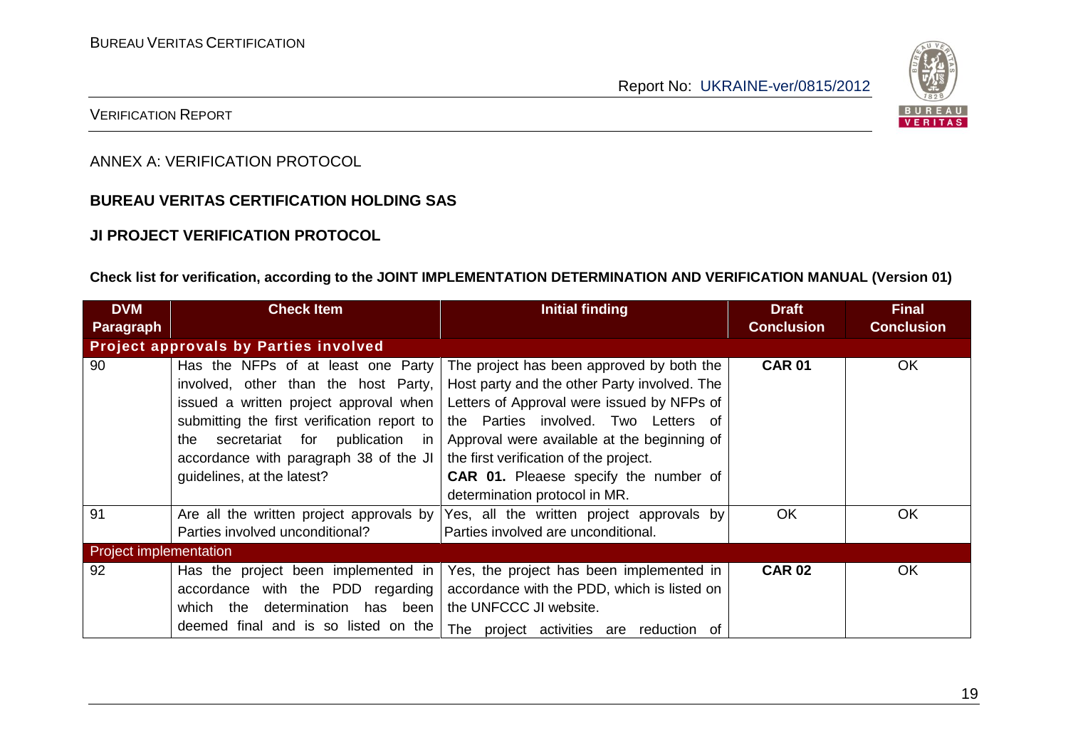ANNEX A: VERIFICATION PROTOCOL

**BUREAU VERITAS CERTIFICATION HOLDING SAS**

**JI PROJECT VERIFICATION PROTOCOL**

**Check list for verification, according to the JOINT IMPLEMENTATION DETERMINATION AND VERIFICATION MANUAL (Version 01)**

| DVM Paragraph | Check Item | Initial finding | Draft Conclusion | Final Conclusion |
|---|---|---|---|---|
| **Project approvals by Parties involved** | | | | |
| 90 | Has the NFPs of at least one Party involved, other than the host Party, issued a written project approval when submitting the first verification report to the secretariat for publication in accordance with paragraph 38 of the JI guidelines, at the latest? | The project has been approved by both the Host party and the other Party involved. The Letters of Approval were issued by NFPs of the Parties involved. Two Letters of Approval were available at the beginning of the first verification of the project.<br>**CAR 01.** Pleaese specify the number of determination protocol in MR. | **CAR 01** | OK |
| 91 | Are all the written project approvals by Parties involved unconditional? | Yes, all the written project approvals by Parties involved are unconditional. | OK | OK |
| Project implementation | | | | |
| 92 | Has the project been implemented in accordance with the PDD regarding which the determination has been deemed final and is so listed on the | Yes, the project has been implemented in accordance with the PDD, which is listed on the UNFCCC JI website.<br>The project activities are reduction of | **CAR 02** | OK |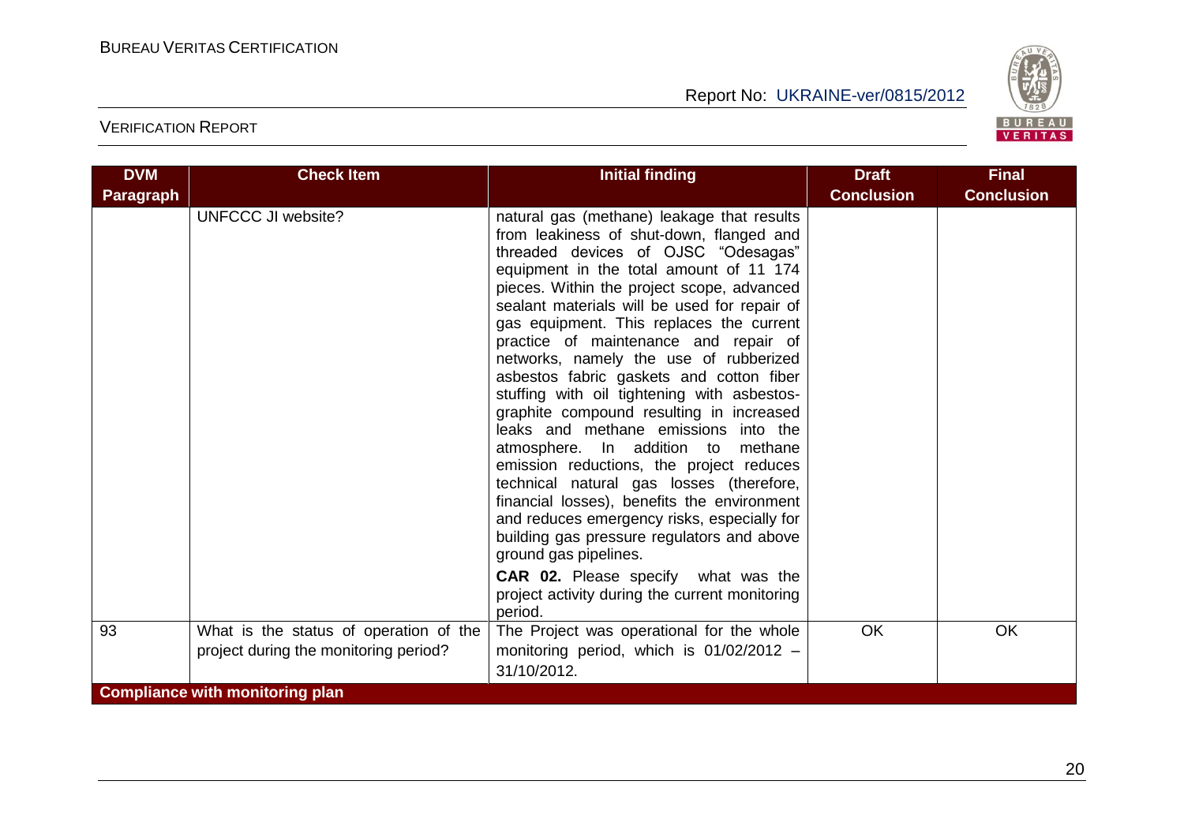| DVM Paragraph | Check Item | Initial finding | Draft Conclusion | Final Conclusion |
|---|---|---|---|---|
| | UNFCCC JI website? | natural gas (methane) leakage that results from leakiness of shut-down, flanged and threaded devices of OJSC "Odesagas" equipment in the total amount of 11 174 pieces. Within the project scope, advanced sealant materials will be used for repair of gas equipment. This replaces the current practice of maintenance and repair of networks, namely the use of rubberized asbestos fabric gaskets and cotton fiber stuffing with oil tightening with asbestos-graphite compound resulting in increased leaks and methane emissions into the atmosphere. In addition to methane emission reductions, the project reduces technical natural gas losses (therefore, financial losses), benefits the environment and reduces emergency risks, especially for building gas pressure regulators and above ground gas pipelines.<br>**CAR 02.** Please specify what was the project activity during the current monitoring period. | | |
| 93 | What is the status of operation of the project during the monitoring period? | The Project was operational for the whole monitoring period, which is 01/02/2012 – 31/10/2012. | OK | OK |
| **Compliance with monitoring plan** | | | | |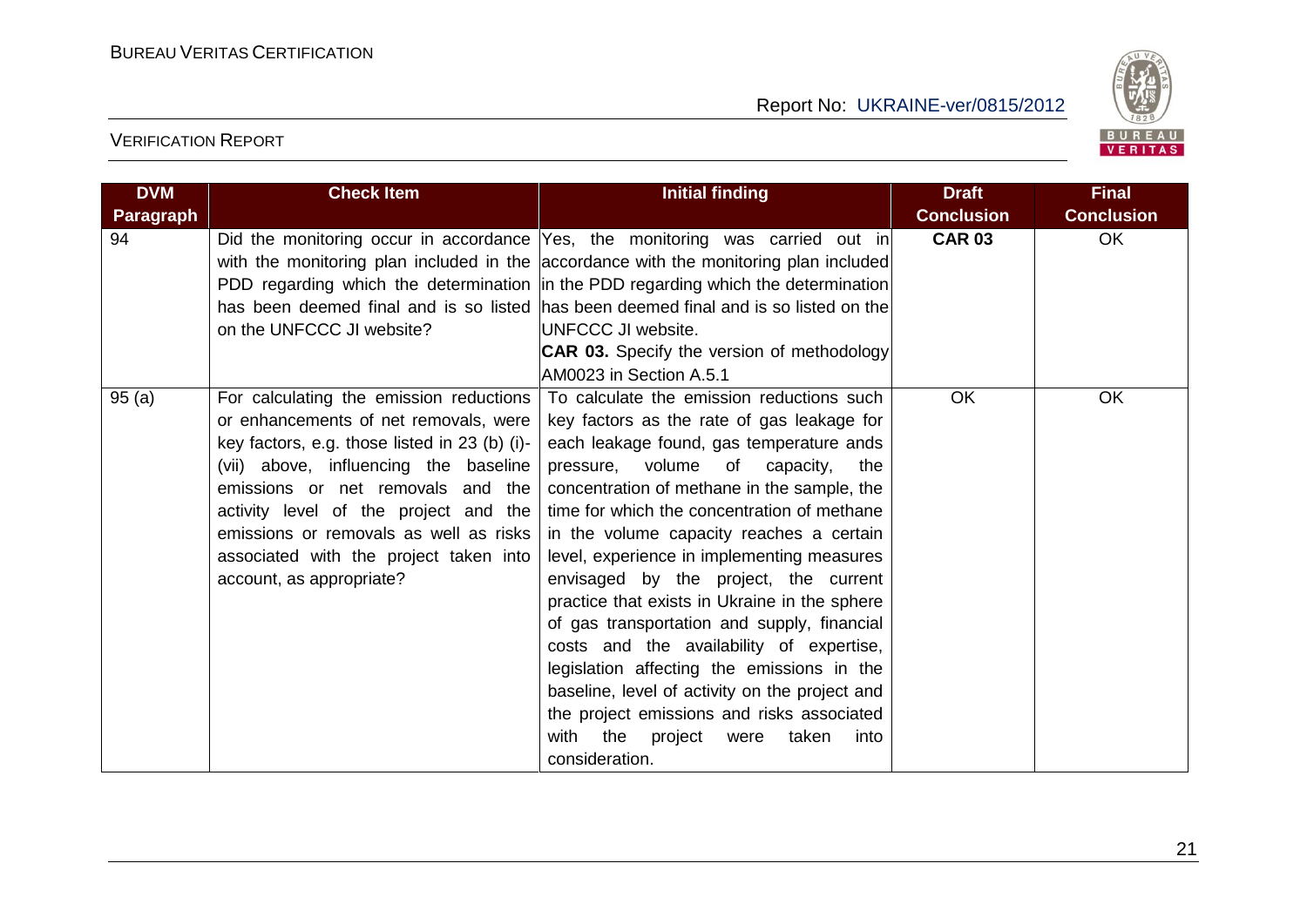| DVM Paragraph | Check Item | Initial finding | Draft Conclusion | Final Conclusion |
|---|---|---|---|---|
| 94 | Did the monitoring occur in accordance with the monitoring plan included in the PDD regarding which the determination has been deemed final and is so listed on the UNFCCC JI website? | Yes, the monitoring was carried out in accordance with the monitoring plan included in the PDD regarding which the determination has been deemed final and is so listed on the UNFCCC JI website.<br>**CAR 03.** Specify the version of methodology AM0023 in Section A.5.1 | **CAR 03** | OK |
| 95 (a) | For calculating the emission reductions or enhancements of net removals, were key factors, e.g. those listed in 23 (b) (i)-(vii) above, influencing the baseline emissions or net removals and the activity level of the project and the emissions or removals as well as risks associated with the project taken into account, as appropriate? | To calculate the emission reductions such key factors as the rate of gas leakage for each leakage found, gas temperature ands pressure, volume of capacity, the concentration of methane in the sample, the time for which the concentration of methane in the volume capacity reaches a certain level, experience in implementing measures envisaged by the project, the current practice that exists in Ukraine in the sphere of gas transportation and supply, financial costs and the availability of expertise, legislation affecting the emissions in the baseline, level of activity on the project and the project emissions and risks associated with the project were taken into consideration. | OK | OK |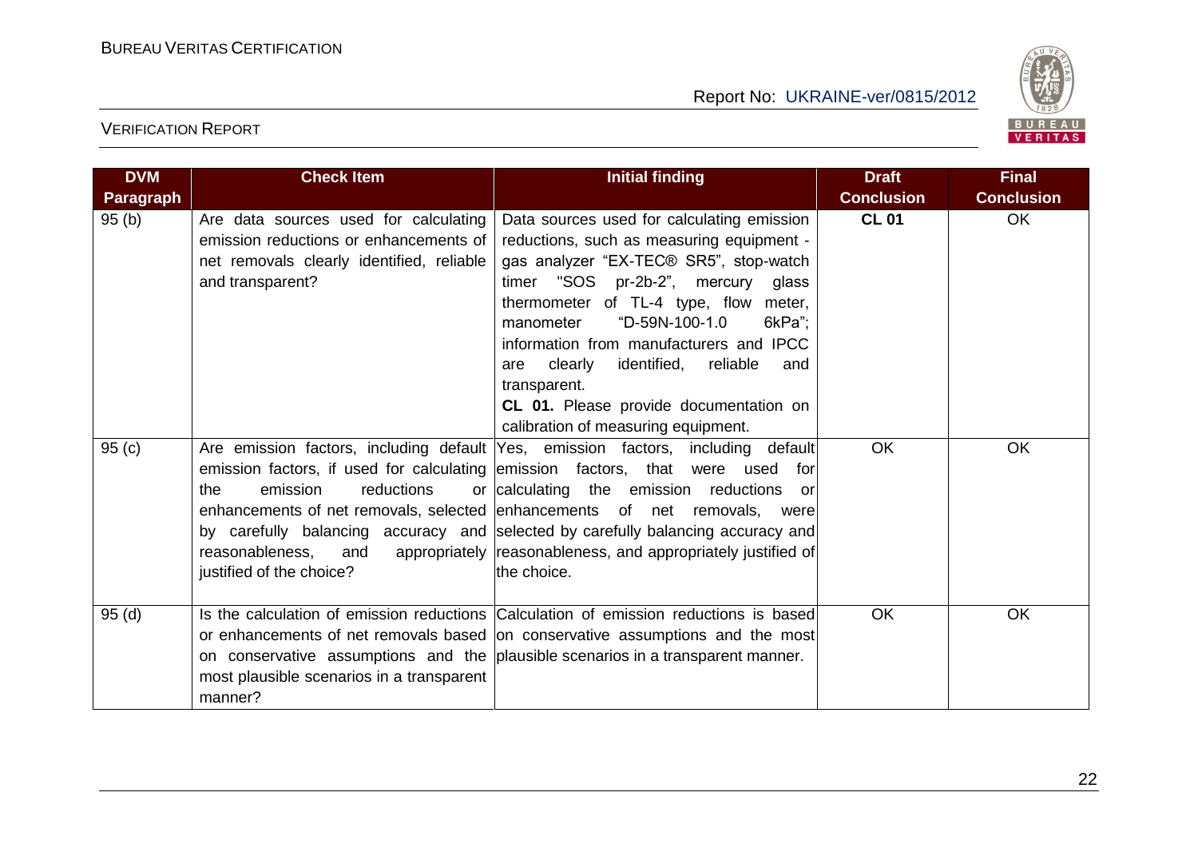| DVM Paragraph | Check Item | Initial finding | Draft Conclusion | Final Conclusion |
|---|---|---|---|---|
| 95 (b) | Are data sources used for calculating emission reductions or enhancements of net removals clearly identified, reliable and transparent? | Data sources used for calculating emission reductions, such as measuring equipment - gas analyzer "EX-TEC® SR5", stop-watch timer "SOS pr-2b-2", mercury glass thermometer of TL-4 type, flow meter, manometer "D-59N-100-1.0 6kPa"; information from manufacturers and IPCC are clearly identified, reliable and transparent.<br>**CL 01.** Please provide documentation on calibration of measuring equipment. | **CL 01** | OK |
| 95 (c) | Are emission factors, including default emission factors, if used for calculating the emission reductions or enhancements of net removals, selected by carefully balancing accuracy and reasonableness, and appropriately justified of the choice? | Yes, emission factors, including default emission factors, that were used for calculating the emission reductions or enhancements of net removals, were selected by carefully balancing accuracy and reasonableness, and appropriately justified of the choice. | OK | OK |
| 95 (d) | Is the calculation of emission reductions or enhancements of net removals based on conservative assumptions and the most plausible scenarios in a transparent manner? | Calculation of emission reductions is based on conservative assumptions and the most plausible scenarios in a transparent manner. | OK | OK |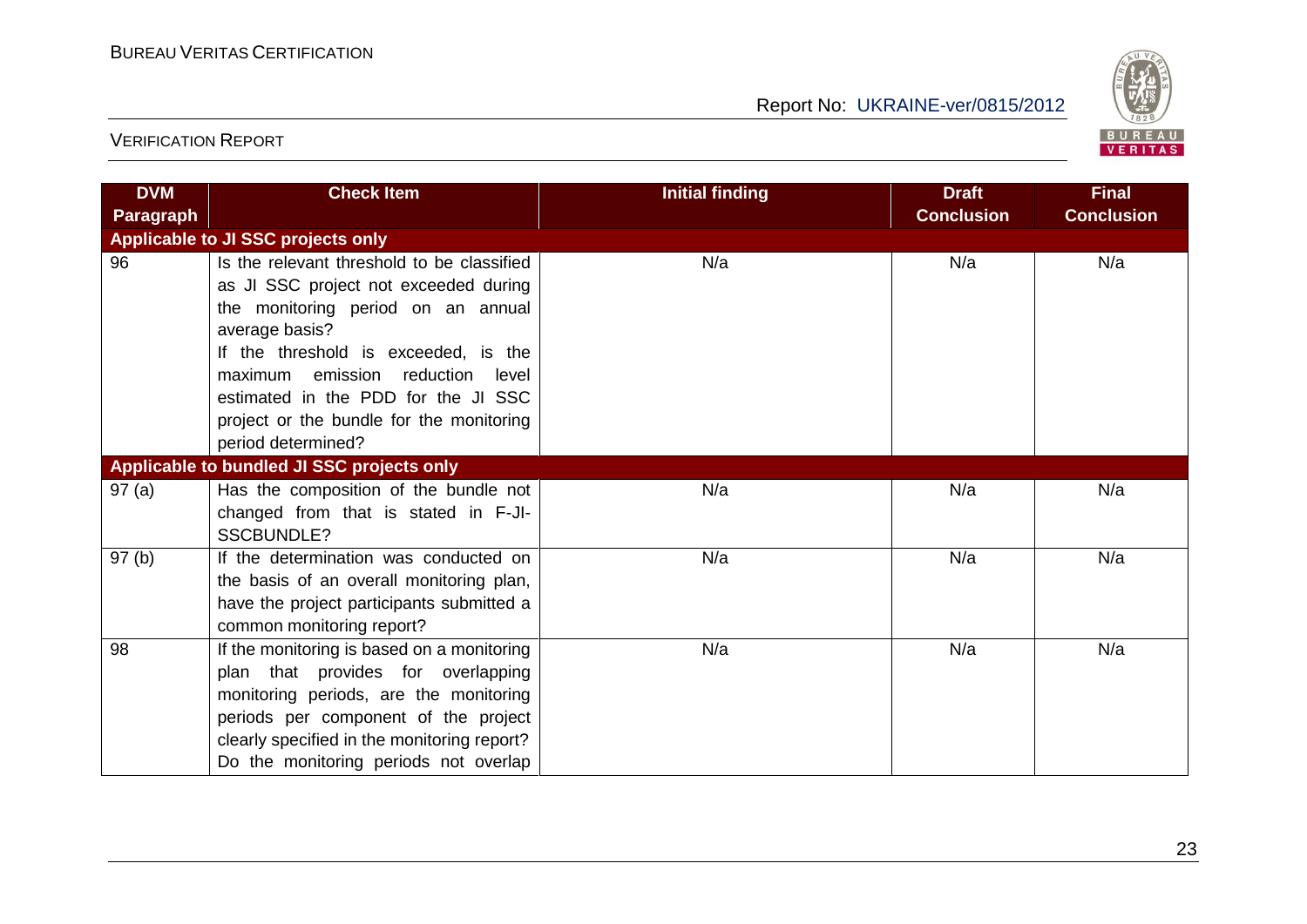| DVM Paragraph | Check Item | Initial finding | Draft Conclusion | Final Conclusion |
|---|---|---|---|---|
| **Applicable to JI SSC projects only** | | | | |
| 96 | Is the relevant threshold to be classified as JI SSC project not exceeded during the monitoring period on an annual average basis? If the threshold is exceeded, is the maximum emission reduction level estimated in the PDD for the JI SSC project or the bundle for the monitoring period determined? | N/a | N/a | N/a |
| **Applicable to bundled JI SSC projects only** | | | | |
| 97 (a) | Has the composition of the bundle not changed from that is stated in F-JI-SSCBUNDLE? | N/a | N/a | N/a |
| 97 (b) | If the determination was conducted on the basis of an overall monitoring plan, have the project participants submitted a common monitoring report? | N/a | N/a | N/a |
| 98 | If the monitoring is based on a monitoring plan that provides for overlapping monitoring periods, are the monitoring periods per component of the project clearly specified in the monitoring report? Do the monitoring periods not overlap | N/a | N/a | N/a |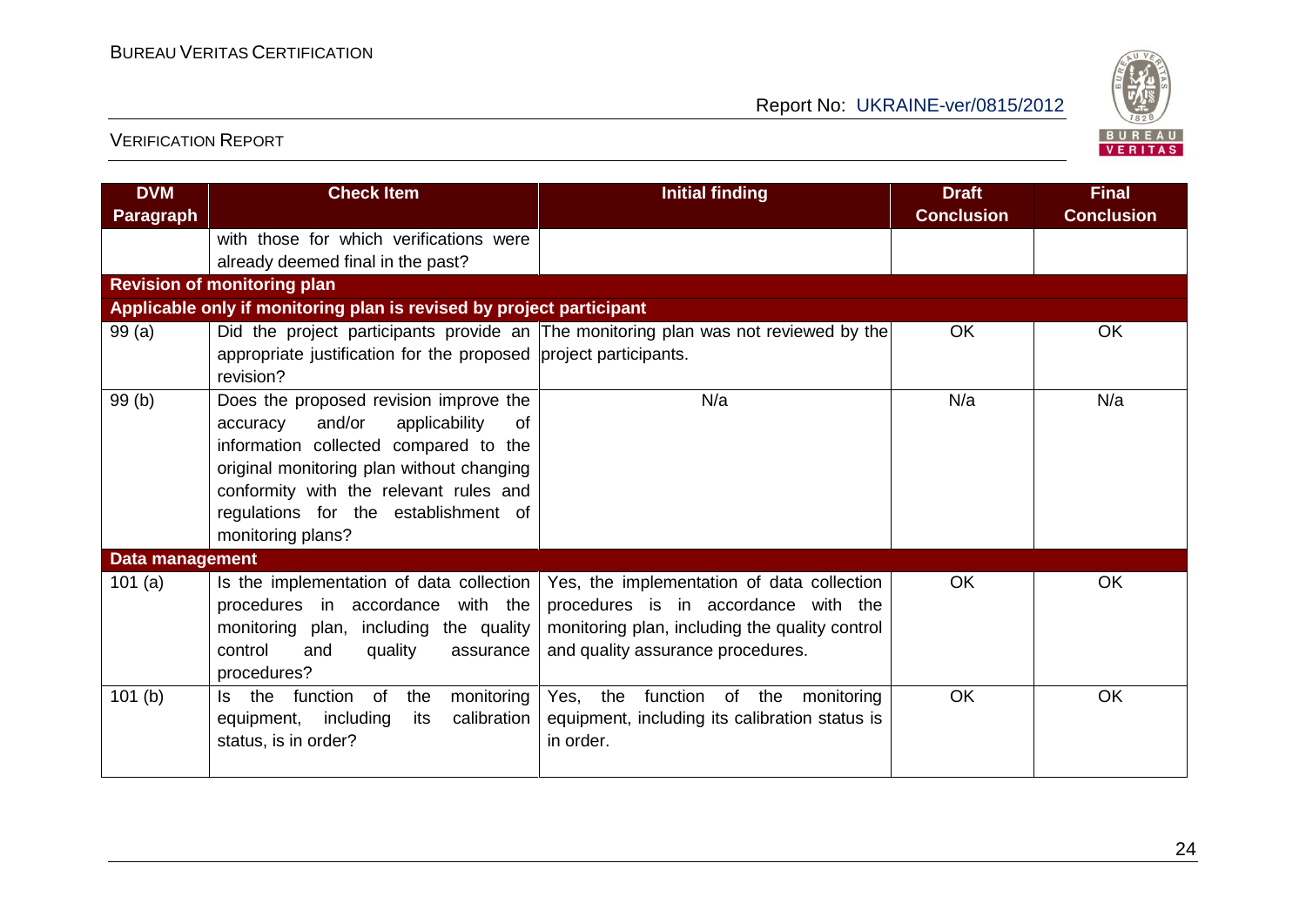| DVM Paragraph | Check Item | Initial finding | Draft Conclusion | Final Conclusion |
|---|---|---|---|---|
| | with those for which verifications were already deemed final in the past? | | | |
| **Revision of monitoring plan** | | | | |
| **Applicable only if monitoring plan is revised by project participant** | | | | |
| 99 (a) | Did the project participants provide an appropriate justification for the proposed revision? | The monitoring plan was not reviewed by the project participants. | OK | OK |
| 99 (b) | Does the proposed revision improve the accuracy and/or applicability of information collected compared to the original monitoring plan without changing conformity with the relevant rules and regulations for the establishment of monitoring plans? | N/a | N/a | N/a |
| **Data management** | | | | |
| 101 (a) | Is the implementation of data collection procedures in accordance with the monitoring plan, including the quality control and quality assurance procedures? | Yes, the implementation of data collection procedures is in accordance with the monitoring plan, including the quality control and quality assurance procedures. | OK | OK |
| 101 (b) | Is the function of the monitoring equipment, including its calibration status, is in order? | Yes, the function of the monitoring equipment, including its calibration status is in order. | OK | OK |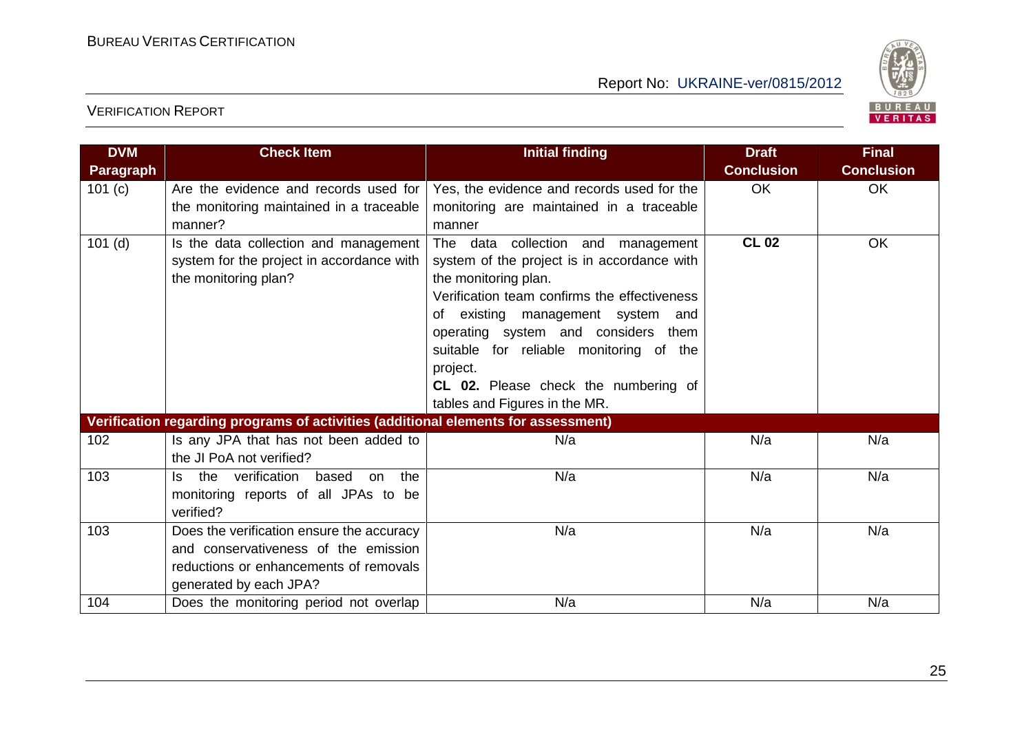| DVM Paragraph | Check Item | Initial finding | Draft Conclusion | Final Conclusion |
|---|---|---|---|---|
| 101 (c) | Are the evidence and records used for the monitoring maintained in a traceable manner? | Yes, the evidence and records used for the monitoring are maintained in a traceable manner | OK | OK |
| 101 (d) | Is the data collection and management system for the project in accordance with the monitoring plan? | The data collection and management system of the project is in accordance with the monitoring plan.<br>Verification team confirms the effectiveness of existing management system and operating system and considers them suitable for reliable monitoring of the project.<br>**CL 02.** Please check the numbering of tables and Figures in the MR. | **CL 02** | OK |
| **Verification regarding programs of activities (additional elements for assessment)** | | | | |
| 102 | Is any JPA that has not been added to the JI PoA not verified? | N/a | N/a | N/a |
| 103 | Is the verification based on the monitoring reports of all JPAs to be verified? | N/a | N/a | N/a |
| 103 | Does the verification ensure the accuracy and conservativeness of the emission reductions or enhancements of removals generated by each JPA? | N/a | N/a | N/a |
| 104 | Does the monitoring period not overlap | N/a | N/a | N/a |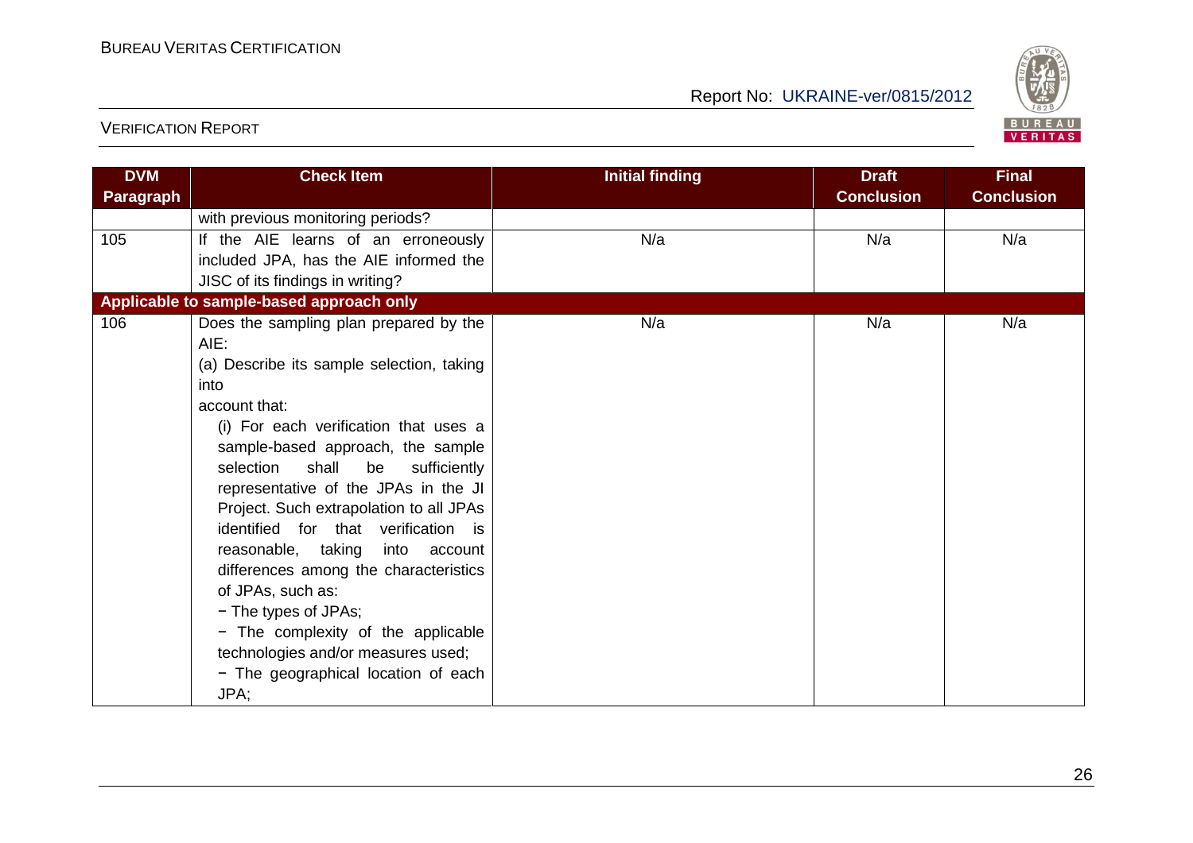| DVM Paragraph | Check Item | Initial finding | Draft Conclusion | Final Conclusion |
|---|---|---|---|---|
| | with previous monitoring periods? | | | |
| 105 | If the AIE learns of an erroneously included JPA, has the AIE informed the JISC of its findings in writing? | N/a | N/a | N/a |
| **Applicable to sample-based approach only** | | | | |
| 106 | Does the sampling plan prepared by the AIE:<br>(a) Describe its sample selection, taking into account that:<br>(i) For each verification that uses a sample-based approach, the sample selection shall be sufficiently representative of the JPAs in the JI Project. Such extrapolation to all JPAs identified for that verification is reasonable, taking into account differences among the characteristics of JPAs, such as:<br>− The types of JPAs;<br>− The complexity of the applicable technologies and/or measures used;<br>− The geographical location of each JPA; | N/a | N/a | N/a |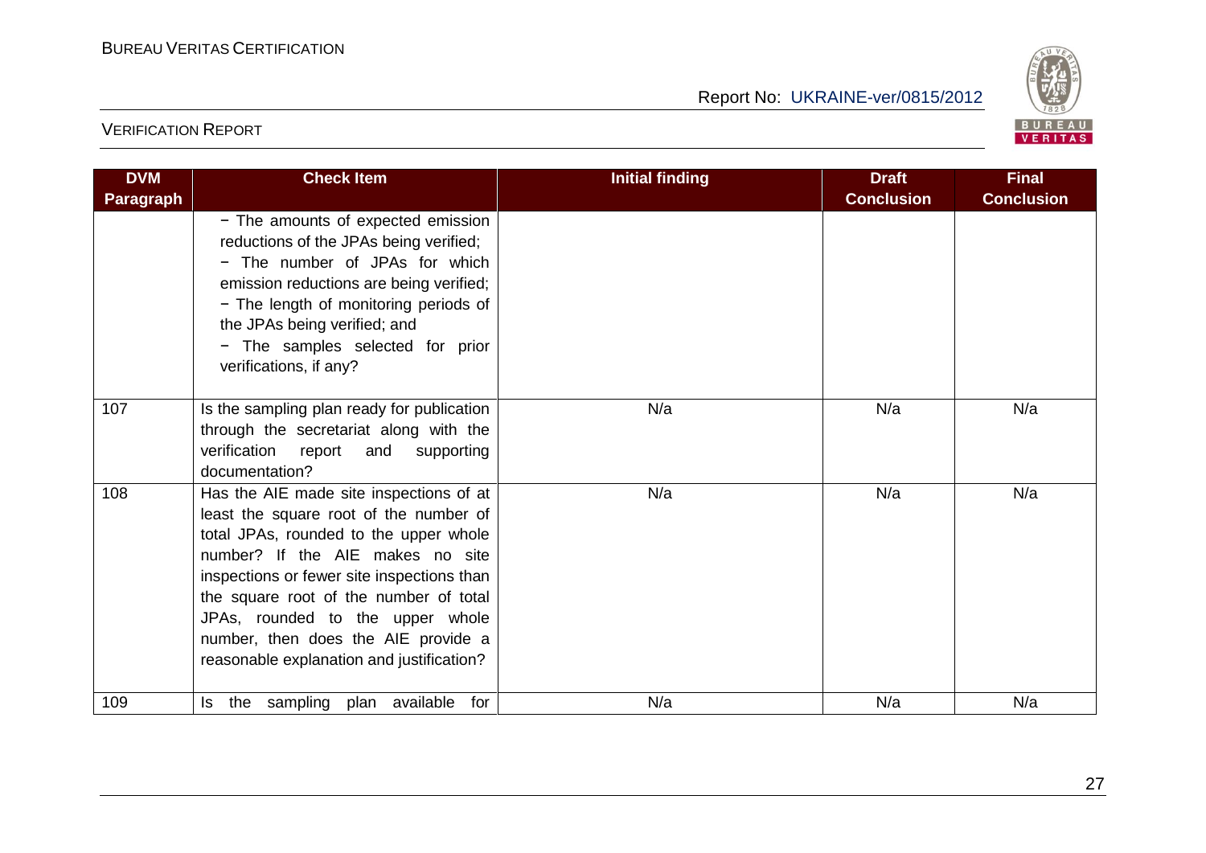| DVM Paragraph | Check Item | Initial finding | Draft Conclusion | Final Conclusion |
|---|---|---|---|---|
| | − The amounts of expected emission reductions of the JPAs being verified;<br>− The number of JPAs for which emission reductions are being verified;<br>− The length of monitoring periods of the JPAs being verified; and<br>− The samples selected for prior verifications, if any? | | | |
| 107 | Is the sampling plan ready for publication through the secretariat along with the verification report and supporting documentation? | N/a | N/a | N/a |
| 108 | Has the AIE made site inspections of at least the square root of the number of total JPAs, rounded to the upper whole number? If the AIE makes no site inspections or fewer site inspections than the square root of the number of total JPAs, rounded to the upper whole number, then does the AIE provide a reasonable explanation and justification? | N/a | N/a | N/a |
| 109 | Is the sampling plan available for | N/a | N/a | N/a |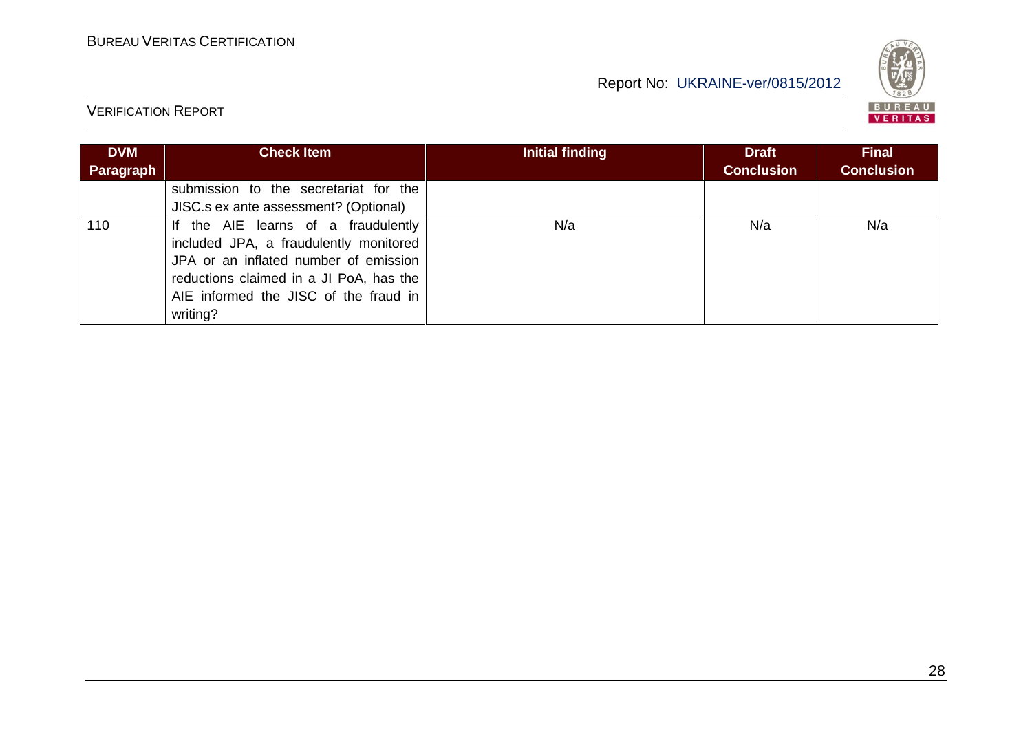| DVM Paragraph | Check Item | Initial finding | Draft Conclusion | Final Conclusion |
|---|---|---|---|---|
| | submission to the secretariat for the JISC.s ex ante assessment? (Optional) | | | |
| 110 | If the AIE learns of a fraudulently included JPA, a fraudulently monitored JPA or an inflated number of emission reductions claimed in a JI PoA, has the AIE informed the JISC of the fraud in writing? | N/a | N/a | N/a |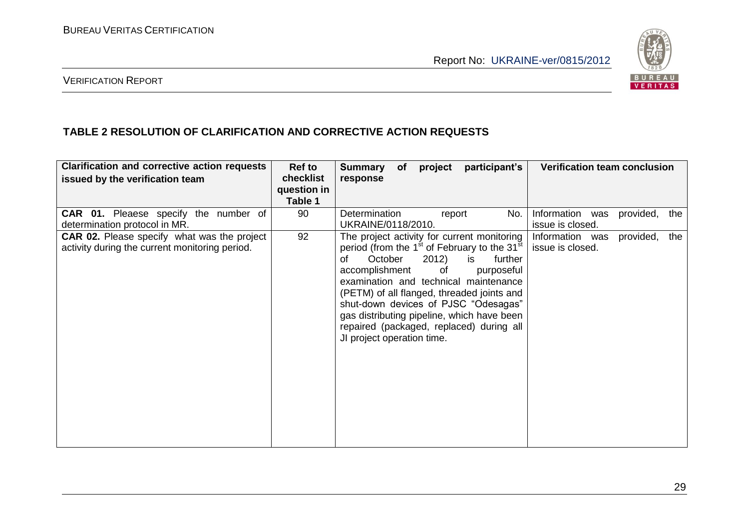## TABLE 2 RESOLUTION OF CLARIFICATION AND CORRECTIVE ACTION REQUESTS

| Clarification and corrective action requests issued by the verification team | Ref to checklist question in Table 1 | Summary of project participant's response | Verification team conclusion |
|---|---|---|---|
| **CAR 01.** Pleaese specify the number of determination protocol in MR. | 90 | Determination report No. UKRAINE/0118/2010. | Information was provided, the issue is closed. |
| **CAR 02.** Please specify what was the project activity during the current monitoring period. | 92 | The project activity for current monitoring period (from the 1st of February to the 31st of October 2012) is further accomplishment of purposeful examination and technical maintenance (PETM) of all flanged, threaded joints and shut-down devices of PJSC "Odesagas" gas distributing pipeline, which have been repaired (packaged, replaced) during all JI project operation time. | Information was provided, the issue is closed. |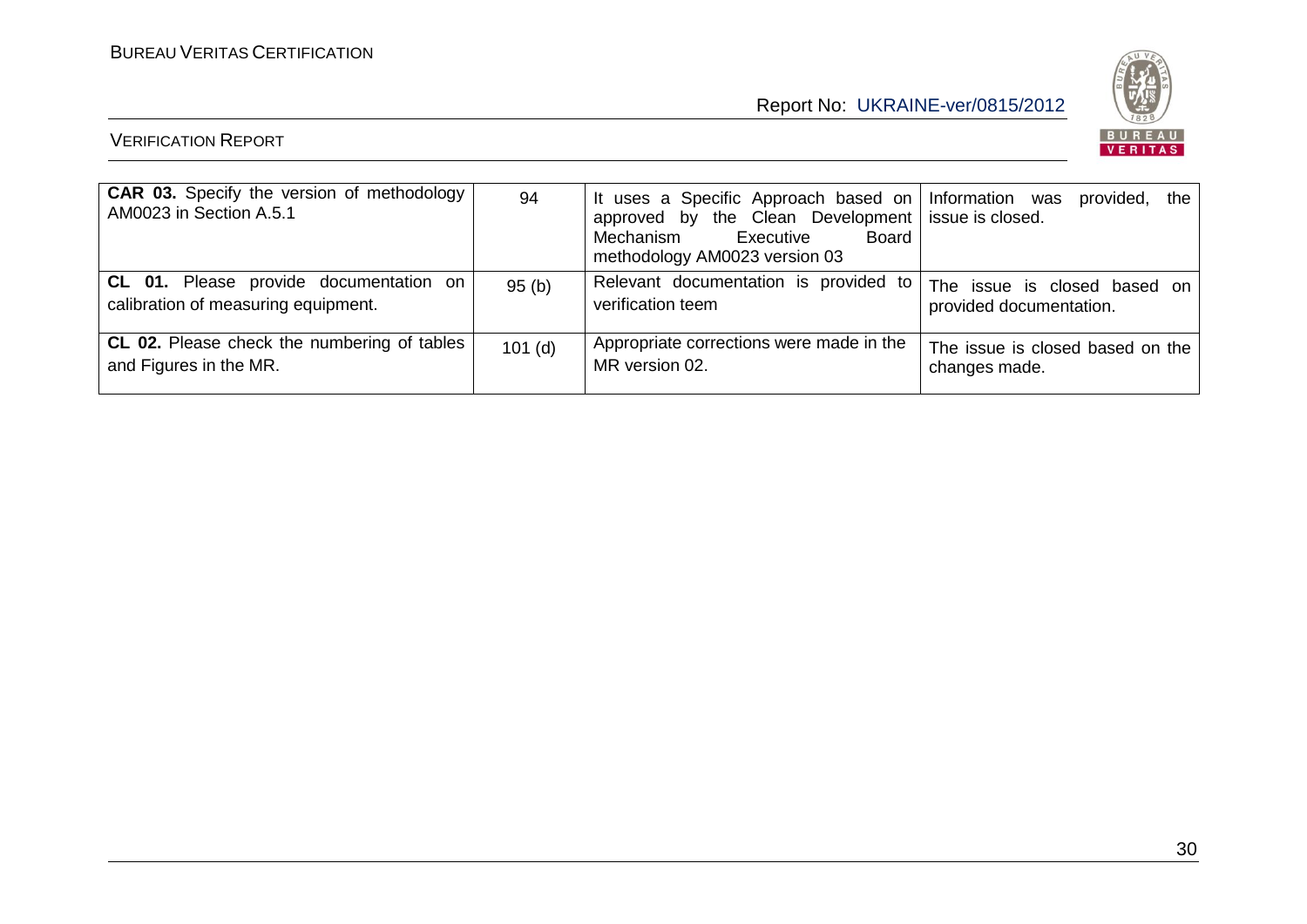| | | | |
|---|---|---|---|
| **CAR 03.** Specify the version of methodology AM0023 in Section A.5.1 | 94 | It uses a Specific Approach based on approved by the Clean Development Mechanism Executive Board methodology AM0023 version 03 | Information was provided, the issue is closed. |
| **CL 01.** Please provide documentation on calibration of measuring equipment. | 95 (b) | Relevant documentation is provided to verification teem | The issue is closed based on provided documentation. |
| **CL 02.** Please check the numbering of tables and Figures in the MR. | 101 (d) | Appropriate corrections were made in the MR version 02. | The issue is closed based on the changes made. |